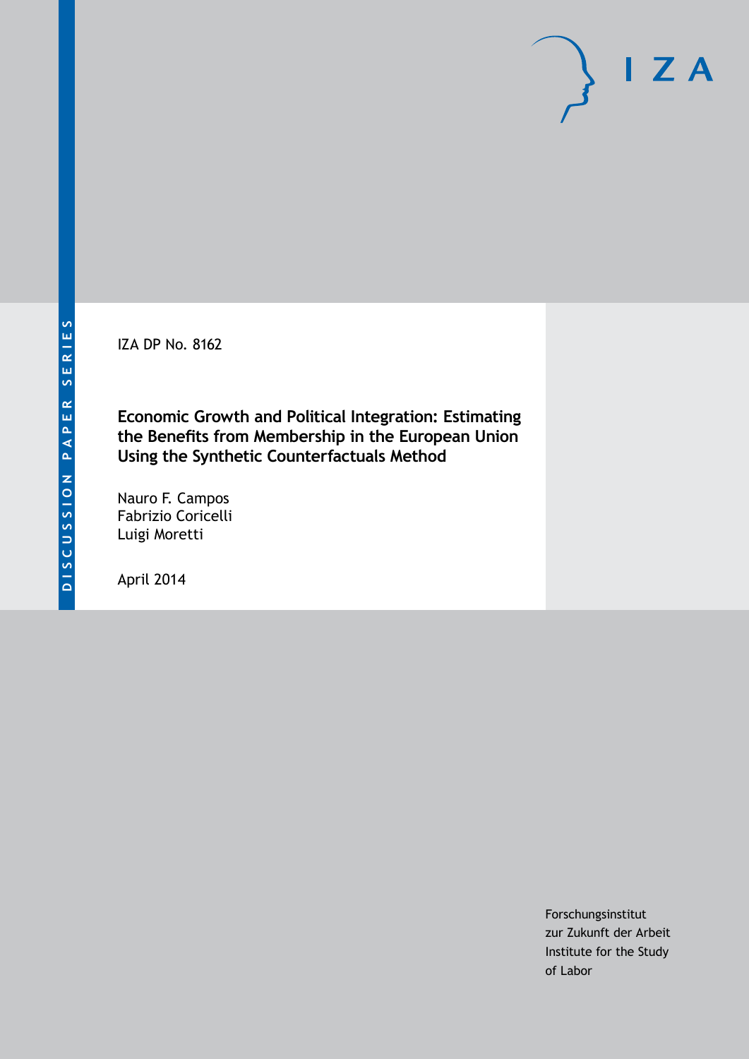DISCUSSION PAPER SERIES

IZA

IZA DP No. 8162

**Economic Growth and Political Integration: Estimating the Benefits from Membership in the European Union Using the Synthetic Counterfactuals Method**

Nauro F. Campos
Fabrizio Coricelli
Luigi Moretti

April 2014

Forschungsinstitut
zur Zukunft der Arbeit
Institute for the Study
of Labor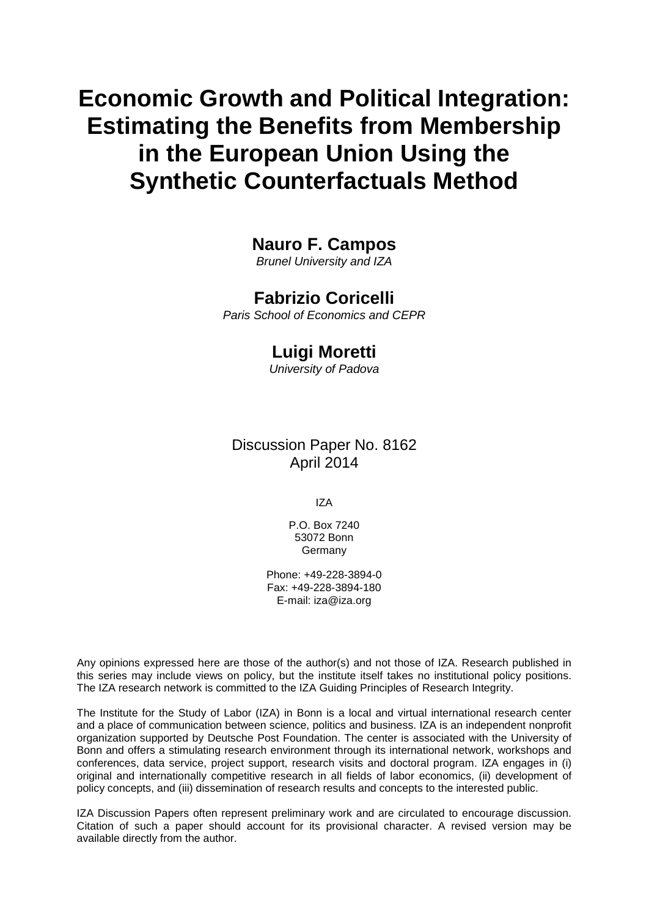# Economic Growth and Political Integration: Estimating the Benefits from Membership in the European Union Using the Synthetic Counterfactuals Method

**Nauro F. Campos**
*Brunel University and IZA*

**Fabrizio Coricelli**
*Paris School of Economics and CEPR*

**Luigi Moretti**
*University of Padova*

Discussion Paper No. 8162
April 2014

IZA

P.O. Box 7240
53072 Bonn
Germany

Phone: +49-228-3894-0
Fax: +49-228-3894-180
E-mail: iza@iza.org

Any opinions expressed here are those of the author(s) and not those of IZA. Research published in this series may include views on policy, but the institute itself takes no institutional policy positions. The IZA research network is committed to the IZA Guiding Principles of Research Integrity.

The Institute for the Study of Labor (IZA) in Bonn is a local and virtual international research center and a place of communication between science, politics and business. IZA is an independent nonprofit organization supported by Deutsche Post Foundation. The center is associated with the University of Bonn and offers a stimulating research environment through its international network, workshops and conferences, data service, project support, research visits and doctoral program. IZA engages in (i) original and internationally competitive research in all fields of labor economics, (ii) development of policy concepts, and (iii) dissemination of research results and concepts to the interested public.

IZA Discussion Papers often represent preliminary work and are circulated to encourage discussion. Citation of such a paper should account for its provisional character. A revised version may be available directly from the author.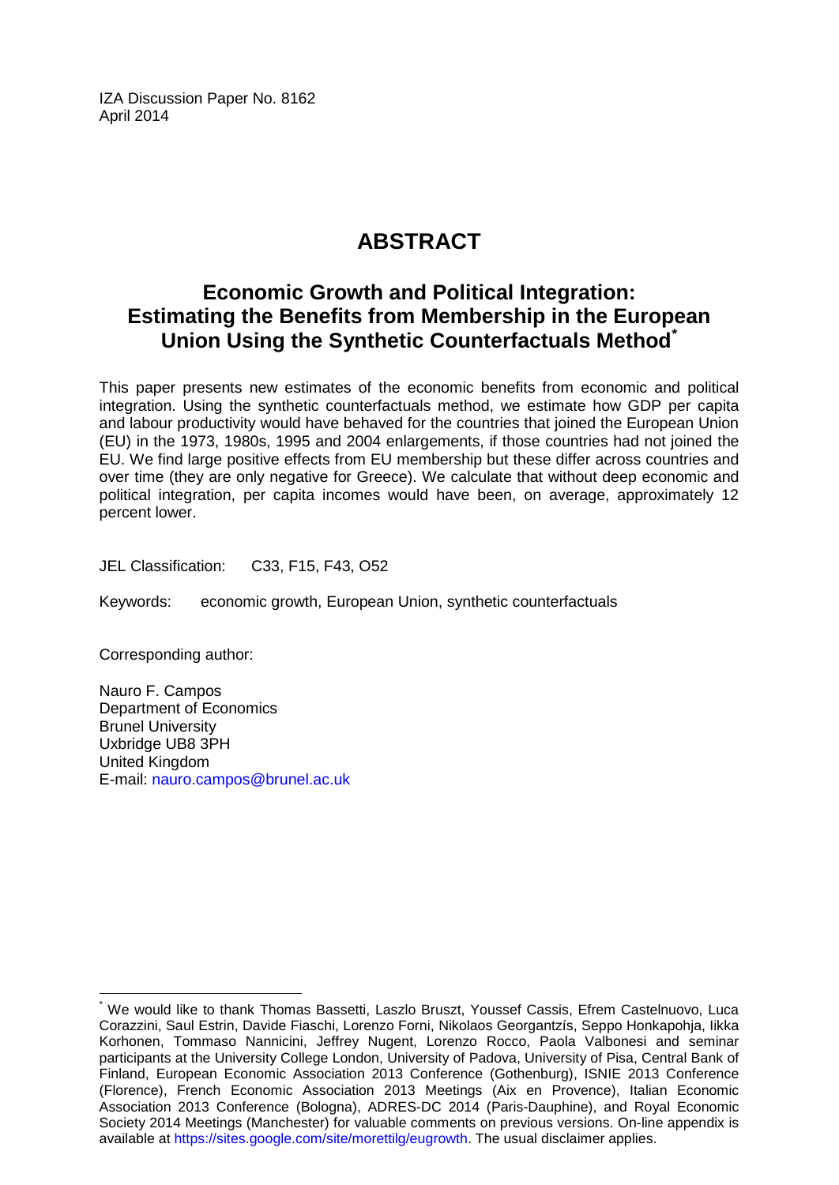IZA Discussion Paper No. 8162
April 2014

# ABSTRACT

## Economic Growth and Political Integration: Estimating the Benefits from Membership in the European Union Using the Synthetic Counterfactuals Method[*]

This paper presents new estimates of the economic benefits from economic and political integration. Using the synthetic counterfactuals method, we estimate how GDP per capita and labour productivity would have behaved for the countries that joined the European Union (EU) in the 1973, 1980s, 1995 and 2004 enlargements, if those countries had not joined the EU. We find large positive effects from EU membership but these differ across countries and over time (they are only negative for Greece). We calculate that without deep economic and political integration, per capita incomes would have been, on average, approximately 12 percent lower.

JEL Classification: C33, F15, F43, O52

Keywords: economic growth, European Union, synthetic counterfactuals

Corresponding author:

Nauro F. Campos
Department of Economics
Brunel University
Uxbridge UB8 3PH
United Kingdom
E-mail: nauro.campos@brunel.ac.uk

---

[*] We would like to thank Thomas Bassetti, Laszlo Bruszt, Youssef Cassis, Efrem Castelnuovo, Luca Corazzini, Saul Estrin, Davide Fiaschi, Lorenzo Forni, Nikolaos Georgantzís, Seppo Honkapohja, Iikka Korhonen, Tommaso Nannicini, Jeffrey Nugent, Lorenzo Rocco, Paola Valbonesi and seminar participants at the University College London, University of Padova, University of Pisa, Central Bank of Finland, European Economic Association 2013 Conference (Gothenburg), ISNIE 2013 Conference (Florence), French Economic Association 2013 Meetings (Aix en Provence), Italian Economic Association 2013 Conference (Bologna), ADRES-DC 2014 (Paris-Dauphine), and Royal Economic Society 2014 Meetings (Manchester) for valuable comments on previous versions. On-line appendix is available at https://sites.google.com/site/morettilg/eugrowth. The usual disclaimer applies.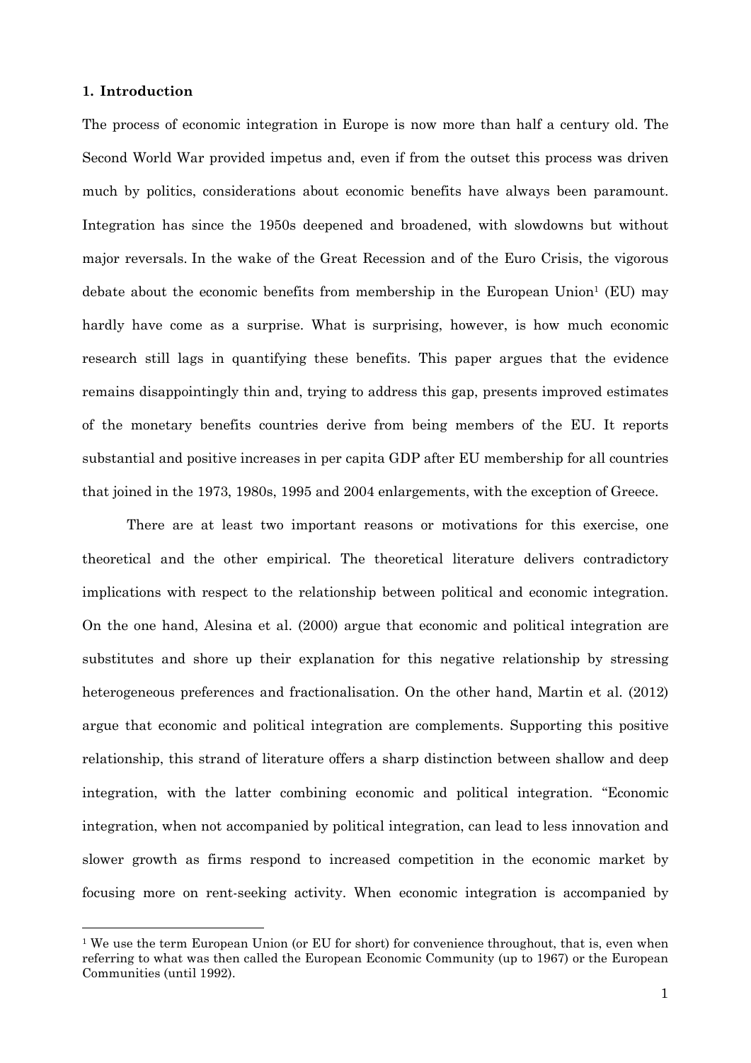## 1. Introduction

The process of economic integration in Europe is now more than half a century old. The Second World War provided impetus and, even if from the outset this process was driven much by politics, considerations about economic benefits have always been paramount. Integration has since the 1950s deepened and broadened, with slowdowns but without major reversals. In the wake of the Great Recession and of the Euro Crisis, the vigorous debate about the economic benefits from membership in the European Union[1] (EU) may hardly have come as a surprise. What is surprising, however, is how much economic research still lags in quantifying these benefits. This paper argues that the evidence remains disappointingly thin and, trying to address this gap, presents improved estimates of the monetary benefits countries derive from being members of the EU. It reports substantial and positive increases in per capita GDP after EU membership for all countries that joined in the 1973, 1980s, 1995 and 2004 enlargements, with the exception of Greece.

There are at least two important reasons or motivations for this exercise, one theoretical and the other empirical. The theoretical literature delivers contradictory implications with respect to the relationship between political and economic integration. On the one hand, Alesina et al. (2000) argue that economic and political integration are substitutes and shore up their explanation for this negative relationship by stressing heterogeneous preferences and fractionalisation. On the other hand, Martin et al. (2012) argue that economic and political integration are complements. Supporting this positive relationship, this strand of literature offers a sharp distinction between shallow and deep integration, with the latter combining economic and political integration. "Economic integration, when not accompanied by political integration, can lead to less innovation and slower growth as firms respond to increased competition in the economic market by focusing more on rent-seeking activity. When economic integration is accompanied by

[1] We use the term European Union (or EU for short) for convenience throughout, that is, even when referring to what was then called the European Economic Community (up to 1967) or the European Communities (until 1992).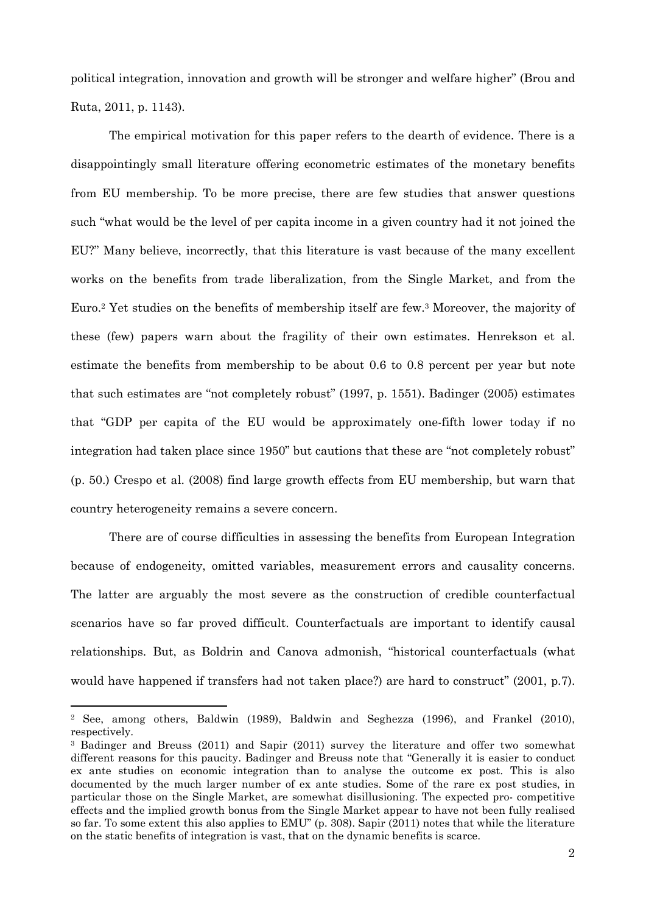political integration, innovation and growth will be stronger and welfare higher" (Brou and Ruta, 2011, p. 1143).

The empirical motivation for this paper refers to the dearth of evidence. There is a disappointingly small literature offering econometric estimates of the monetary benefits from EU membership. To be more precise, there are few studies that answer questions such "what would be the level of per capita income in a given country had it not joined the EU?" Many believe, incorrectly, that this literature is vast because of the many excellent works on the benefits from trade liberalization, from the Single Market, and from the Euro.[2] Yet studies on the benefits of membership itself are few.[3] Moreover, the majority of these (few) papers warn about the fragility of their own estimates. Henrekson et al. estimate the benefits from membership to be about 0.6 to 0.8 percent per year but note that such estimates are "not completely robust" (1997, p. 1551). Badinger (2005) estimates that "GDP per capita of the EU would be approximately one-fifth lower today if no integration had taken place since 1950" but cautions that these are "not completely robust" (p. 50.) Crespo et al. (2008) find large growth effects from EU membership, but warn that country heterogeneity remains a severe concern.

There are of course difficulties in assessing the benefits from European Integration because of endogeneity, omitted variables, measurement errors and causality concerns. The latter are arguably the most severe as the construction of credible counterfactual scenarios have so far proved difficult. Counterfactuals are important to identify causal relationships. But, as Boldrin and Canova admonish, "historical counterfactuals (what would have happened if transfers had not taken place?) are hard to construct" (2001, p.7).

---

[2] See, among others, Baldwin (1989), Baldwin and Seghezza (1996), and Frankel (2010), respectively.

[3] Badinger and Breuss (2011) and Sapir (2011) survey the literature and offer two somewhat different reasons for this paucity. Badinger and Breuss note that "Generally it is easier to conduct ex ante studies on economic integration than to analyse the outcome ex post. This is also documented by the much larger number of ex ante studies. Some of the rare ex post studies, in particular those on the Single Market, are somewhat disillusioning. The expected pro- competitive effects and the implied growth bonus from the Single Market appear to have not been fully realised so far. To some extent this also applies to EMU" (p. 308). Sapir (2011) notes that while the literature on the static benefits of integration is vast, that on the dynamic benefits is scarce.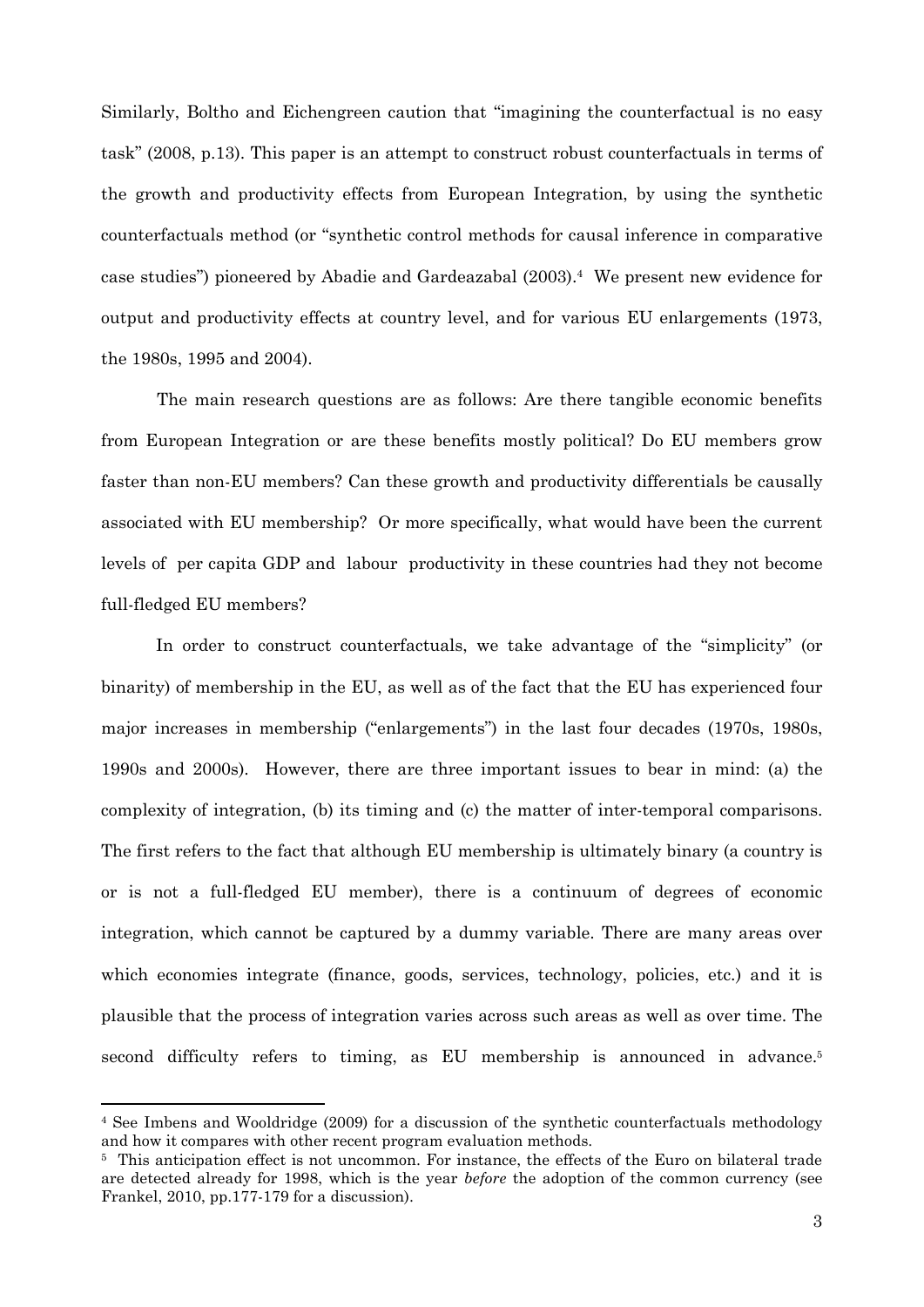Similarly, Boltho and Eichengreen caution that "imagining the counterfactual is no easy task" (2008, p.13). This paper is an attempt to construct robust counterfactuals in terms of the growth and productivity effects from European Integration, by using the synthetic counterfactuals method (or "synthetic control methods for causal inference in comparative case studies") pioneered by Abadie and Gardeazabal (2003).[4] We present new evidence for output and productivity effects at country level, and for various EU enlargements (1973, the 1980s, 1995 and 2004).

The main research questions are as follows: Are there tangible economic benefits from European Integration or are these benefits mostly political? Do EU members grow faster than non-EU members? Can these growth and productivity differentials be causally associated with EU membership? Or more specifically, what would have been the current levels of per capita GDP and labour productivity in these countries had they not become full-fledged EU members?

In order to construct counterfactuals, we take advantage of the "simplicity" (or binarity) of membership in the EU, as well as of the fact that the EU has experienced four major increases in membership ("enlargements") in the last four decades (1970s, 1980s, 1990s and 2000s). However, there are three important issues to bear in mind: (a) the complexity of integration, (b) its timing and (c) the matter of inter-temporal comparisons. The first refers to the fact that although EU membership is ultimately binary (a country is or is not a full-fledged EU member), there is a continuum of degrees of economic integration, which cannot be captured by a dummy variable. There are many areas over which economies integrate (finance, goods, services, technology, policies, etc.) and it is plausible that the process of integration varies across such areas as well as over time. The second difficulty refers to timing, as EU membership is announced in advance.[5]

[4] See Imbens and Wooldridge (2009) for a discussion of the synthetic counterfactuals methodology and how it compares with other recent program evaluation methods.

[5] This anticipation effect is not uncommon. For instance, the effects of the Euro on bilateral trade are detected already for 1998, which is the year *before* the adoption of the common currency (see Frankel, 2010, pp.177-179 for a discussion).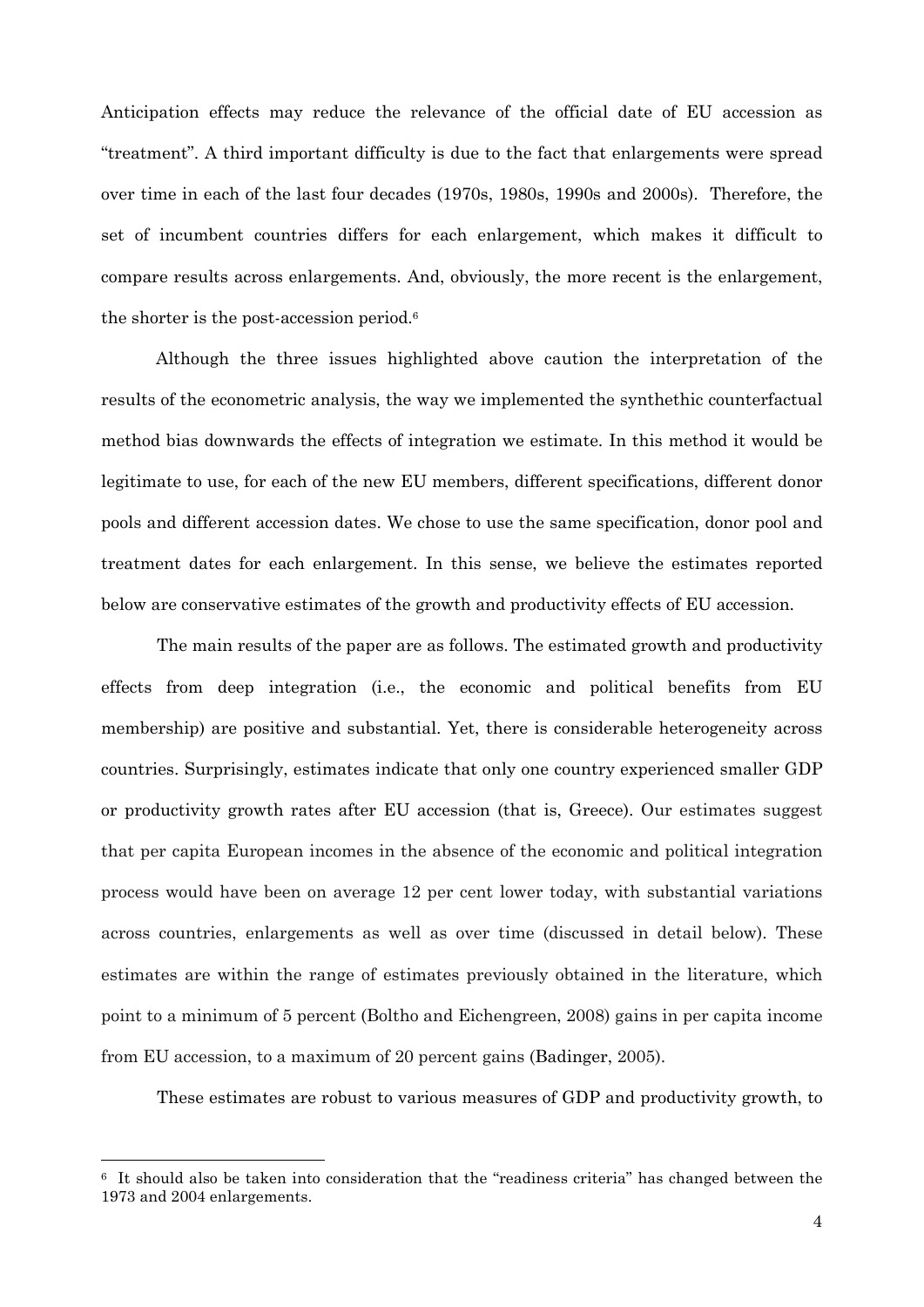Anticipation effects may reduce the relevance of the official date of EU accession as "treatment". A third important difficulty is due to the fact that enlargements were spread over time in each of the last four decades (1970s, 1980s, 1990s and 2000s). Therefore, the set of incumbent countries differs for each enlargement, which makes it difficult to compare results across enlargements. And, obviously, the more recent is the enlargement, the shorter is the post-accession period.[6]

Although the three issues highlighted above caution the interpretation of the results of the econometric analysis, the way we implemented the synthethic counterfactual method bias downwards the effects of integration we estimate. In this method it would be legitimate to use, for each of the new EU members, different specifications, different donor pools and different accession dates. We chose to use the same specification, donor pool and treatment dates for each enlargement. In this sense, we believe the estimates reported below are conservative estimates of the growth and productivity effects of EU accession.

The main results of the paper are as follows. The estimated growth and productivity effects from deep integration (i.e., the economic and political benefits from EU membership) are positive and substantial. Yet, there is considerable heterogeneity across countries. Surprisingly, estimates indicate that only one country experienced smaller GDP or productivity growth rates after EU accession (that is, Greece). Our estimates suggest that per capita European incomes in the absence of the economic and political integration process would have been on average 12 per cent lower today, with substantial variations across countries, enlargements as well as over time (discussed in detail below). These estimates are within the range of estimates previously obtained in the literature, which point to a minimum of 5 percent (Boltho and Eichengreen, 2008) gains in per capita income from EU accession, to a maximum of 20 percent gains (Badinger, 2005).

These estimates are robust to various measures of GDP and productivity growth, to

[6] It should also be taken into consideration that the "readiness criteria" has changed between the 1973 and 2004 enlargements.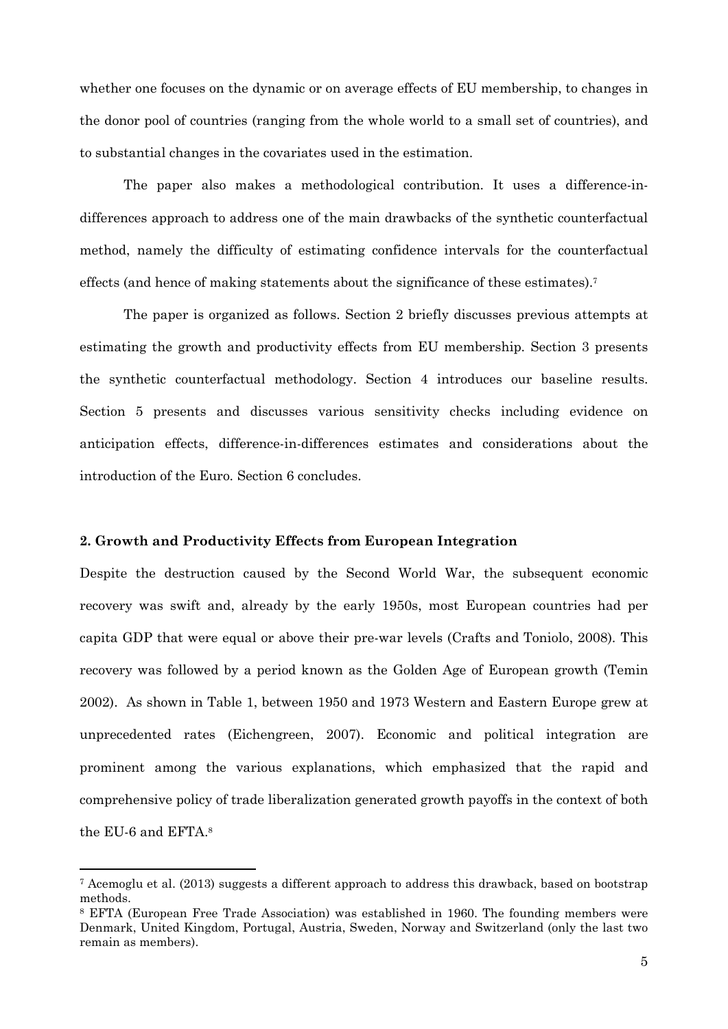whether one focuses on the dynamic or on average effects of EU membership, to changes in the donor pool of countries (ranging from the whole world to a small set of countries), and to substantial changes in the covariates used in the estimation.

The paper also makes a methodological contribution. It uses a difference-in-differences approach to address one of the main drawbacks of the synthetic counterfactual method, namely the difficulty of estimating confidence intervals for the counterfactual effects (and hence of making statements about the significance of these estimates).[7]

The paper is organized as follows. Section 2 briefly discusses previous attempts at estimating the growth and productivity effects from EU membership. Section 3 presents the synthetic counterfactual methodology. Section 4 introduces our baseline results. Section 5 presents and discusses various sensitivity checks including evidence on anticipation effects, difference-in-differences estimates and considerations about the introduction of the Euro. Section 6 concludes.

## 2. Growth and Productivity Effects from European Integration

Despite the destruction caused by the Second World War, the subsequent economic recovery was swift and, already by the early 1950s, most European countries had per capita GDP that were equal or above their pre-war levels (Crafts and Toniolo, 2008). This recovery was followed by a period known as the Golden Age of European growth (Temin 2002). As shown in Table 1, between 1950 and 1973 Western and Eastern Europe grew at unprecedented rates (Eichengreen, 2007). Economic and political integration are prominent among the various explanations, which emphasized that the rapid and comprehensive policy of trade liberalization generated growth payoffs in the context of both the EU-6 and EFTA.[8]

---

[7] Acemoglu et al. (2013) suggests a different approach to address this drawback, based on bootstrap methods.

[8] EFTA (European Free Trade Association) was established in 1960. The founding members were Denmark, United Kingdom, Portugal, Austria, Sweden, Norway and Switzerland (only the last two remain as members).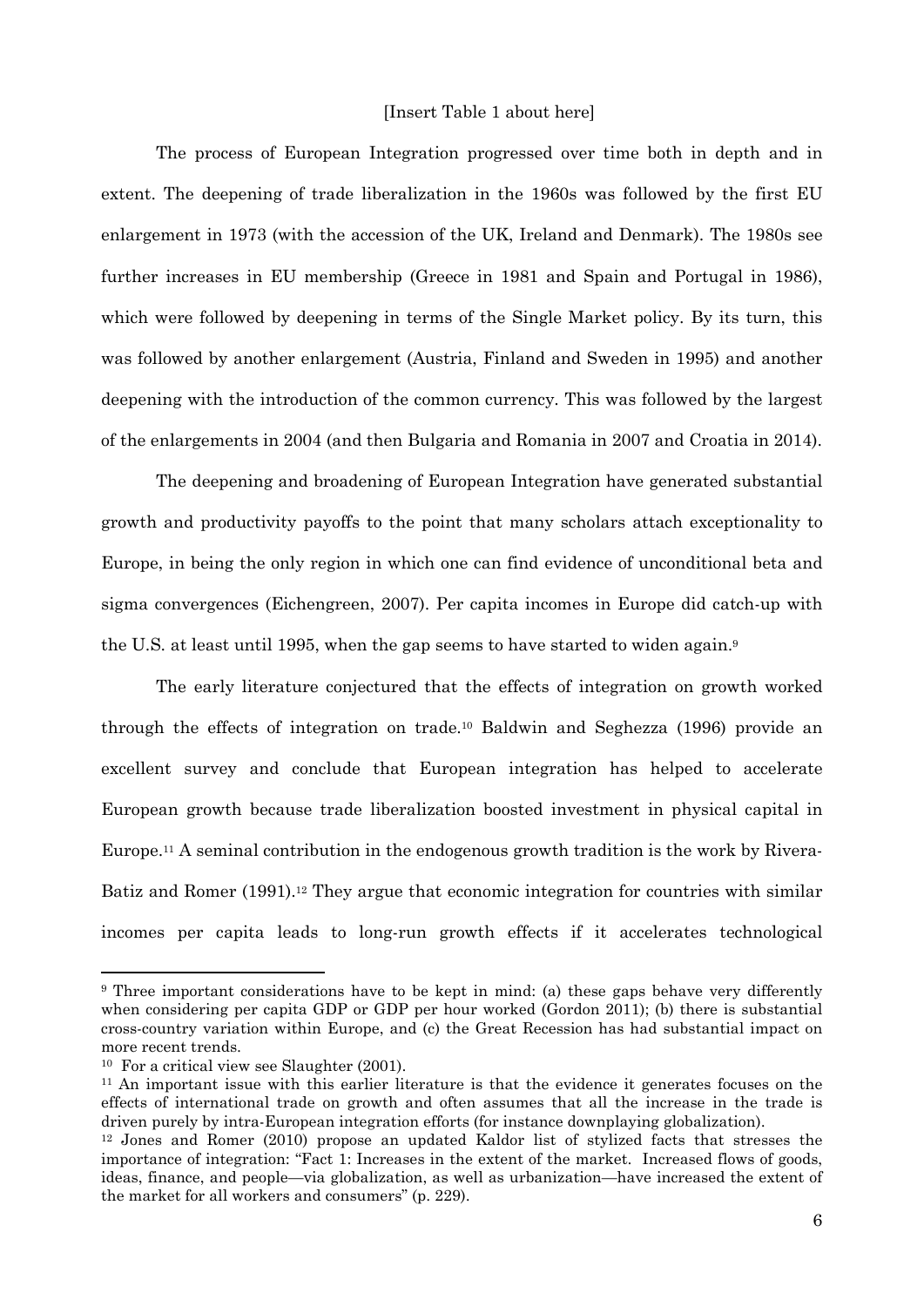[Insert Table 1 about here]

The process of European Integration progressed over time both in depth and in extent. The deepening of trade liberalization in the 1960s was followed by the first EU enlargement in 1973 (with the accession of the UK, Ireland and Denmark). The 1980s see further increases in EU membership (Greece in 1981 and Spain and Portugal in 1986), which were followed by deepening in terms of the Single Market policy. By its turn, this was followed by another enlargement (Austria, Finland and Sweden in 1995) and another deepening with the introduction of the common currency. This was followed by the largest of the enlargements in 2004 (and then Bulgaria and Romania in 2007 and Croatia in 2014).

The deepening and broadening of European Integration have generated substantial growth and productivity payoffs to the point that many scholars attach exceptionality to Europe, in being the only region in which one can find evidence of unconditional beta and sigma convergences (Eichengreen, 2007). Per capita incomes in Europe did catch-up with the U.S. at least until 1995, when the gap seems to have started to widen again.[9]

The early literature conjectured that the effects of integration on growth worked through the effects of integration on trade.[10] Baldwin and Seghezza (1996) provide an excellent survey and conclude that European integration has helped to accelerate European growth because trade liberalization boosted investment in physical capital in Europe.[11] A seminal contribution in the endogenous growth tradition is the work by Rivera-Batiz and Romer (1991).[12] They argue that economic integration for countries with similar incomes per capita leads to long-run growth effects if it accelerates technological

---

[9] Three important considerations have to be kept in mind: (a) these gaps behave very differently when considering per capita GDP or GDP per hour worked (Gordon 2011); (b) there is substantial cross-country variation within Europe, and (c) the Great Recession has had substantial impact on more recent trends.

[10] For a critical view see Slaughter (2001).

[11] An important issue with this earlier literature is that the evidence it generates focuses on the effects of international trade on growth and often assumes that all the increase in the trade is driven purely by intra-European integration efforts (for instance downplaying globalization).

[12] Jones and Romer (2010) propose an updated Kaldor list of stylized facts that stresses the importance of integration: "Fact 1: Increases in the extent of the market. Increased flows of goods, ideas, finance, and people—via globalization, as well as urbanization—have increased the extent of the market for all workers and consumers" (p. 229).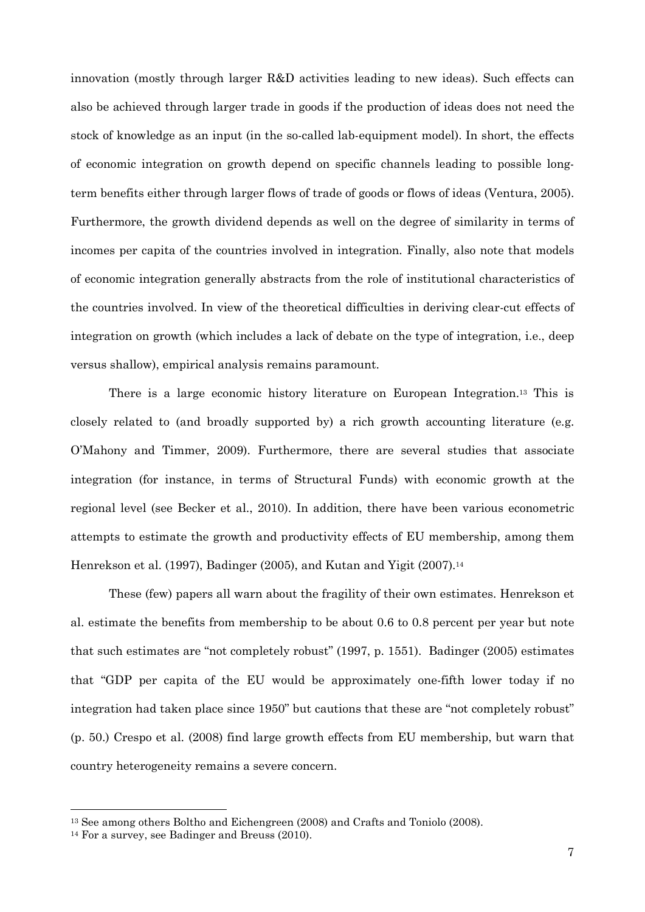innovation (mostly through larger R&D activities leading to new ideas). Such effects can also be achieved through larger trade in goods if the production of ideas does not need the stock of knowledge as an input (in the so-called lab-equipment model). In short, the effects of economic integration on growth depend on specific channels leading to possible long-term benefits either through larger flows of trade of goods or flows of ideas (Ventura, 2005). Furthermore, the growth dividend depends as well on the degree of similarity in terms of incomes per capita of the countries involved in integration. Finally, also note that models of economic integration generally abstracts from the role of institutional characteristics of the countries involved. In view of the theoretical difficulties in deriving clear-cut effects of integration on growth (which includes a lack of debate on the type of integration, i.e., deep versus shallow), empirical analysis remains paramount.

There is a large economic history literature on European Integration.[13] This is closely related to (and broadly supported by) a rich growth accounting literature (e.g. O'Mahony and Timmer, 2009). Furthermore, there are several studies that associate integration (for instance, in terms of Structural Funds) with economic growth at the regional level (see Becker et al., 2010). In addition, there have been various econometric attempts to estimate the growth and productivity effects of EU membership, among them Henrekson et al. (1997), Badinger (2005), and Kutan and Yigit (2007).[14]

These (few) papers all warn about the fragility of their own estimates. Henrekson et al. estimate the benefits from membership to be about 0.6 to 0.8 percent per year but note that such estimates are "not completely robust" (1997, p. 1551). Badinger (2005) estimates that "GDP per capita of the EU would be approximately one-fifth lower today if no integration had taken place since 1950" but cautions that these are "not completely robust" (p. 50.) Crespo et al. (2008) find large growth effects from EU membership, but warn that country heterogeneity remains a severe concern.

[13] See among others Boltho and Eichengreen (2008) and Crafts and Toniolo (2008).

[14] For a survey, see Badinger and Breuss (2010).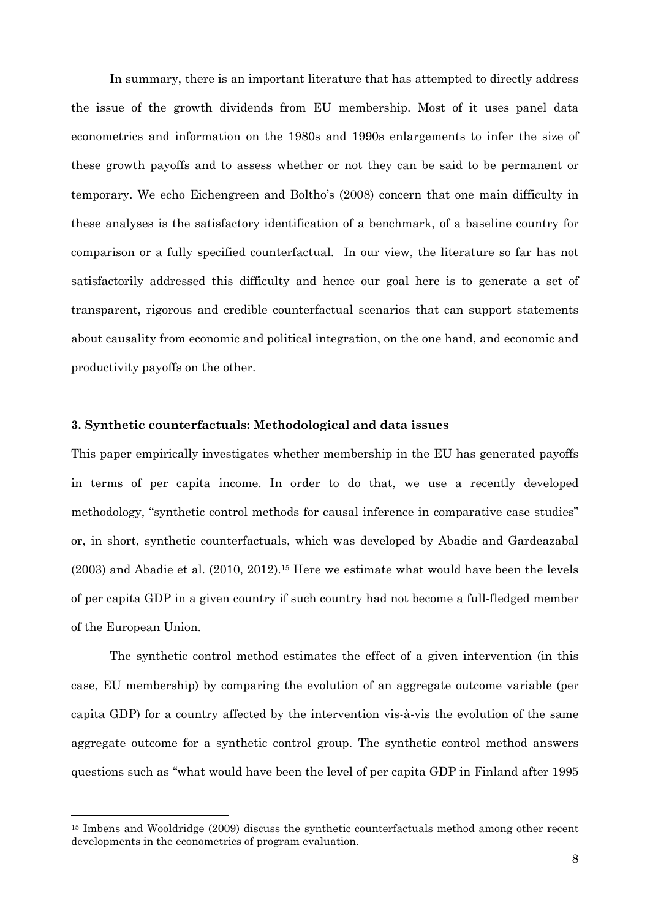In summary, there is an important literature that has attempted to directly address the issue of the growth dividends from EU membership. Most of it uses panel data econometrics and information on the 1980s and 1990s enlargements to infer the size of these growth payoffs and to assess whether or not they can be said to be permanent or temporary. We echo Eichengreen and Boltho's (2008) concern that one main difficulty in these analyses is the satisfactory identification of a benchmark, of a baseline country for comparison or a fully specified counterfactual. In our view, the literature so far has not satisfactorily addressed this difficulty and hence our goal here is to generate a set of transparent, rigorous and credible counterfactual scenarios that can support statements about causality from economic and political integration, on the one hand, and economic and productivity payoffs on the other.

### 3. Synthetic counterfactuals: Methodological and data issues

This paper empirically investigates whether membership in the EU has generated payoffs in terms of per capita income. In order to do that, we use a recently developed methodology, "synthetic control methods for causal inference in comparative case studies" or, in short, synthetic counterfactuals, which was developed by Abadie and Gardeazabal (2003) and Abadie et al. (2010, 2012).[15] Here we estimate what would have been the levels of per capita GDP in a given country if such country had not become a full-fledged member of the European Union.

The synthetic control method estimates the effect of a given intervention (in this case, EU membership) by comparing the evolution of an aggregate outcome variable (per capita GDP) for a country affected by the intervention vis-à-vis the evolution of the same aggregate outcome for a synthetic control group. The synthetic control method answers questions such as "what would have been the level of per capita GDP in Finland after 1995

[15] Imbens and Wooldridge (2009) discuss the synthetic counterfactuals method among other recent developments in the econometrics of program evaluation.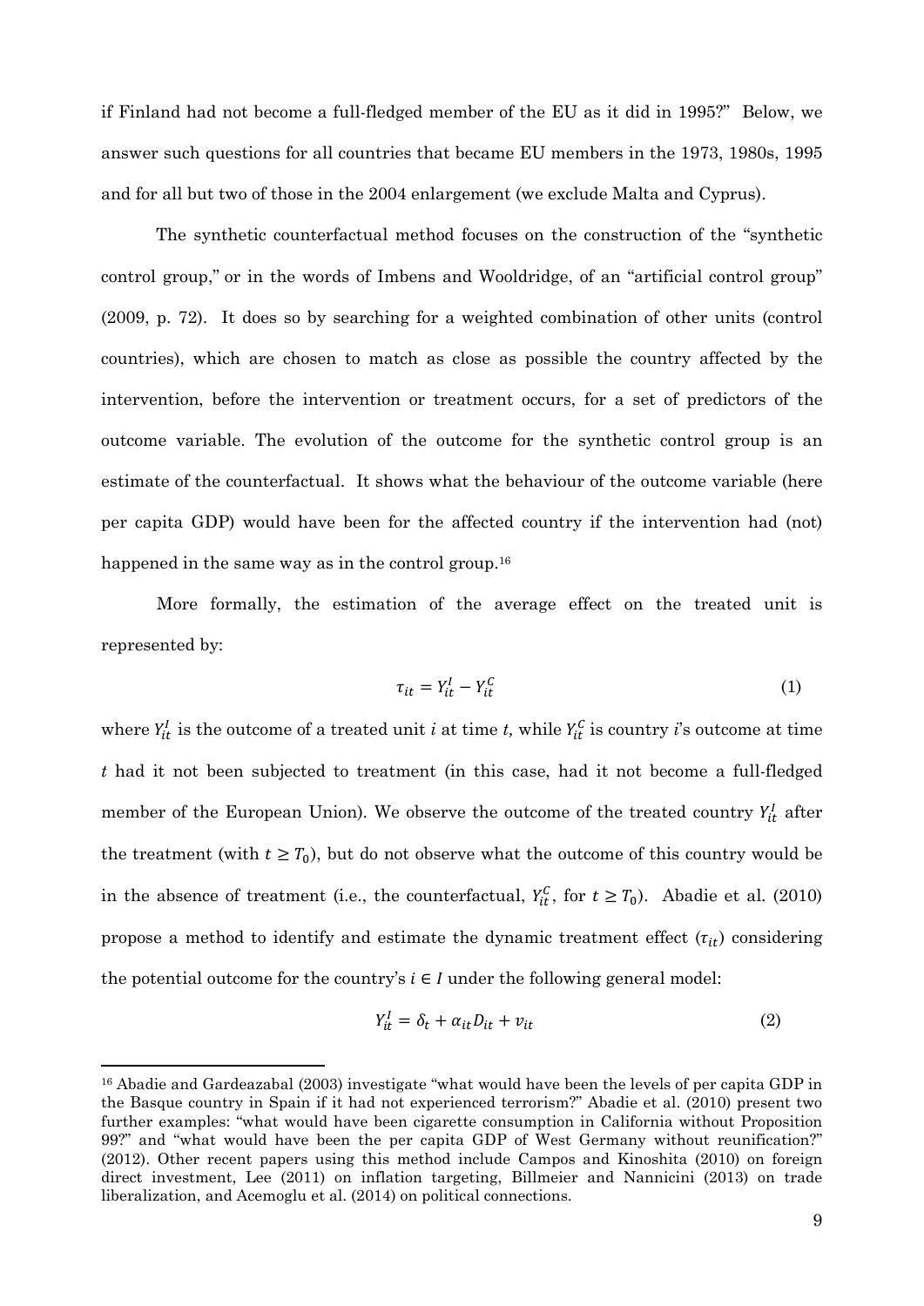if Finland had not become a full-fledged member of the EU as it did in 1995?" Below, we answer such questions for all countries that became EU members in the 1973, 1980s, 1995 and for all but two of those in the 2004 enlargement (we exclude Malta and Cyprus).

The synthetic counterfactual method focuses on the construction of the "synthetic control group," or in the words of Imbens and Wooldridge, of an "artificial control group" (2009, p. 72). It does so by searching for a weighted combination of other units (control countries), which are chosen to match as close as possible the country affected by the intervention, before the intervention or treatment occurs, for a set of predictors of the outcome variable. The evolution of the outcome for the synthetic control group is an estimate of the counterfactual. It shows what the behaviour of the outcome variable (here per capita GDP) would have been for the affected country if the intervention had (not) happened in the same way as in the control group.[16]

More formally, the estimation of the average effect on the treated unit is represented by:

$$\tau_{it} = Y_{it}^{I} - Y_{it}^{C} \tag{1}$$

where $Y_{it}^{I}$ is the outcome of a treated unit $i$ at time $t$, while $Y_{it}^{C}$ is country $i$'s outcome at time $t$ had it not been subjected to treatment (in this case, had it not become a full-fledged member of the European Union). We observe the outcome of the treated country $Y_{it}^{I}$ after the treatment (with $t \geq T_0$), but do not observe what the outcome of this country would be in the absence of treatment (i.e., the counterfactual, $Y_{it}^{C}$, for $t \geq T_0$). Abadie et al. (2010) propose a method to identify and estimate the dynamic treatment effect ($\tau_{it}$) considering the potential outcome for the country's $i \in I$ under the following general model:

$$Y_{it}^{I} = \delta_t + \alpha_{it} D_{it} + v_{it} \tag{2}$$

[16] Abadie and Gardeazabal (2003) investigate "what would have been the levels of per capita GDP in the Basque country in Spain if it had not experienced terrorism?" Abadie et al. (2010) present two further examples: "what would have been cigarette consumption in California without Proposition 99?" and "what would have been the per capita GDP of West Germany without reunification?" (2012). Other recent papers using this method include Campos and Kinoshita (2010) on foreign direct investment, Lee (2011) on inflation targeting, Billmeier and Nannicini (2013) on trade liberalization, and Acemoglu et al. (2014) on political connections.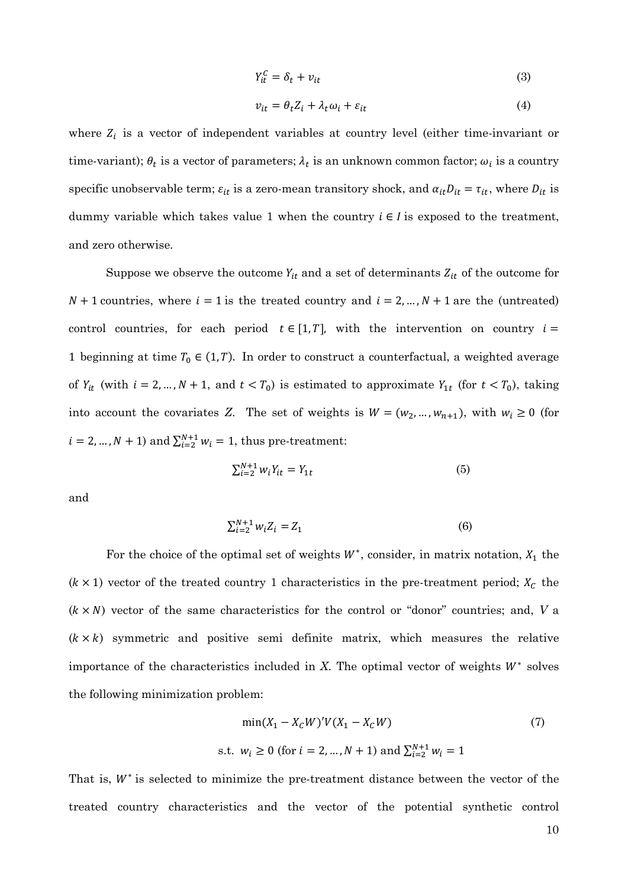$$Y_{it}^{C} = \delta_t + v_{it} \tag{3}$$

$$v_{it} = \theta_t Z_i + \lambda_t \omega_i + \varepsilon_{it} \tag{4}$$

where $Z_i$ is a vector of independent variables at country level (either time-invariant or time-variant); $\theta_t$ is a vector of parameters; $\lambda_t$ is an unknown common factor; $\omega_i$ is a country specific unobservable term; $\varepsilon_{it}$ is a zero-mean transitory shock, and $\alpha_{it} D_{it} = \tau_{it}$, where $D_{it}$ is dummy variable which takes value 1 when the country $i \in I$ is exposed to the treatment, and zero otherwise.

Suppose we observe the outcome $Y_{it}$ and a set of determinants $Z_{it}$ of the outcome for $N + 1$ countries, where $i = 1$ is the treated country and $i = 2, \ldots, N + 1$ are the (untreated) control countries, for each period $t \in [1, T]$, with the intervention on country $i = 1$ beginning at time $T_0 \in (1, T)$. In order to construct a counterfactual, a weighted average of $Y_{it}$ (with $i = 2, \ldots, N + 1$, and $t < T_0$) is estimated to approximate $Y_{1t}$ (for $t < T_0$), taking into account the covariates $Z$. The set of weights is $W = (w_2, \ldots, w_{n+1})$, with $w_i \geq 0$ (for $i = 2, \ldots, N + 1$) and $\sum_{i=2}^{N+1} w_i = 1$, thus pre-treatment:

$$\sum_{i=2}^{N+1} w_i Y_{it} = Y_{1t} \tag{5}$$

and

$$\sum_{i=2}^{N+1} w_i Z_i = Z_1 \tag{6}$$

For the choice of the optimal set of weights $W^*$, consider, in matrix notation, $X_1$ the $(k \times 1)$ vector of the treated country 1 characteristics in the pre-treatment period; $X_C$ the $(k \times N)$ vector of the same characteristics for the control or "donor" countries; and, $V$ a $(k \times k)$ symmetric and positive semi definite matrix, which measures the relative importance of the characteristics included in $X$. The optimal vector of weights $W^*$ solves the following minimization problem:

$$\min (X_1 - X_C W)' V (X_1 - X_C W) \tag{7}$$

$$\text{s.t. } w_i \geq 0 \text{ (for } i = 2, \ldots, N + 1\text{) and } \sum_{i=2}^{N+1} w_i = 1$$

That is, $W^*$ is selected to minimize the pre-treatment distance between the vector of the treated country characteristics and the vector of the potential synthetic control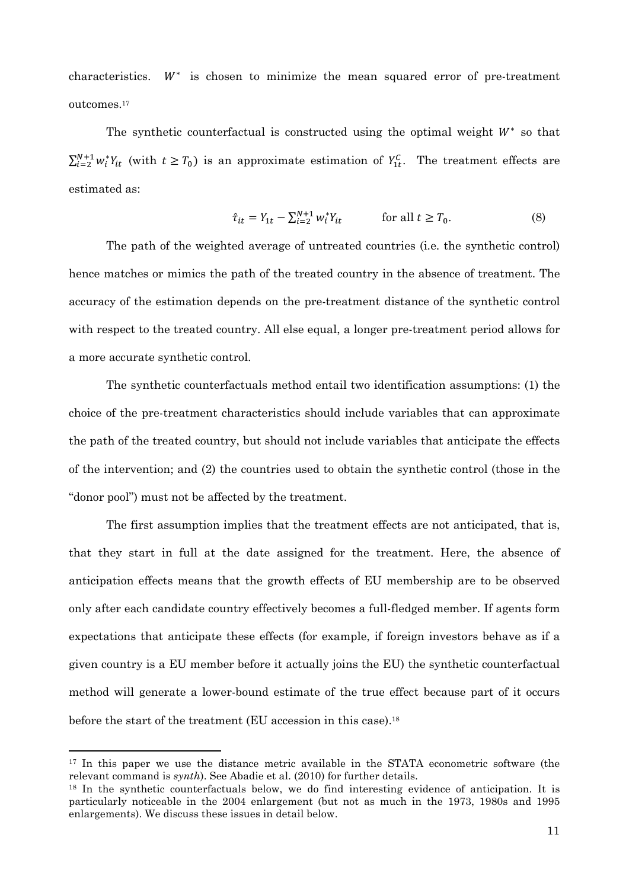characteristics. $W^*$ is chosen to minimize the mean squared error of pre-treatment outcomes.[17]

The synthetic counterfactual is constructed using the optimal weight $W^*$ so that $\sum_{i=2}^{N+1} w_i^* Y_{it}$ (with $t \geq T_0$) is an approximate estimation of $Y_{1t}^C$. The treatment effects are estimated as:

$$\hat{\tau}_{it} = Y_{1t} - \sum_{i=2}^{N+1} w_i^* Y_{it} \qquad \text{for all } t \geq T_0. \tag{8}$$

The path of the weighted average of untreated countries (i.e. the synthetic control) hence matches or mimics the path of the treated country in the absence of treatment. The accuracy of the estimation depends on the pre-treatment distance of the synthetic control with respect to the treated country. All else equal, a longer pre-treatment period allows for a more accurate synthetic control.

The synthetic counterfactuals method entail two identification assumptions: (1) the choice of the pre-treatment characteristics should include variables that can approximate the path of the treated country, but should not include variables that anticipate the effects of the intervention; and (2) the countries used to obtain the synthetic control (those in the "donor pool") must not be affected by the treatment.

The first assumption implies that the treatment effects are not anticipated, that is, that they start in full at the date assigned for the treatment. Here, the absence of anticipation effects means that the growth effects of EU membership are to be observed only after each candidate country effectively becomes a full-fledged member. If agents form expectations that anticipate these effects (for example, if foreign investors behave as if a given country is a EU member before it actually joins the EU) the synthetic counterfactual method will generate a lower-bound estimate of the true effect because part of it occurs before the start of the treatment (EU accession in this case).[18]

---

[17] In this paper we use the distance metric available in the STATA econometric software (the relevant command is *synth*). See Abadie et al. (2010) for further details.

[18] In the synthetic counterfactuals below, we do find interesting evidence of anticipation. It is particularly noticeable in the 2004 enlargement (but not as much in the 1973, 1980s and 1995 enlargements). We discuss these issues in detail below.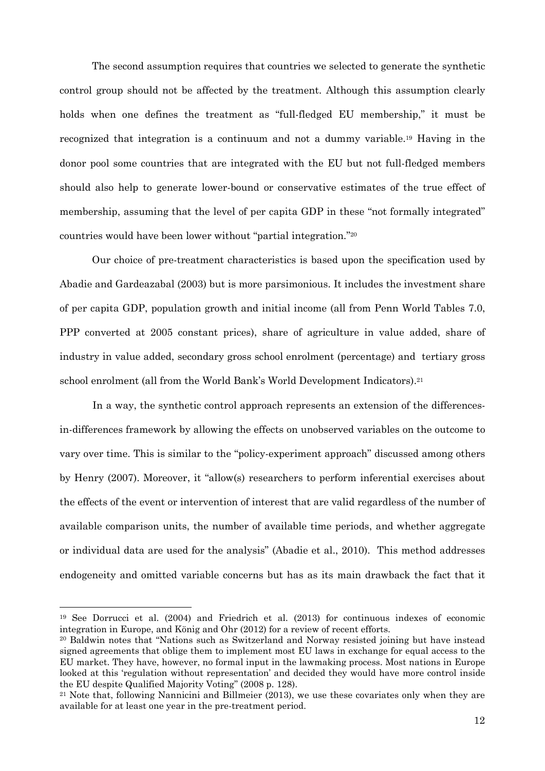The second assumption requires that countries we selected to generate the synthetic control group should not be affected by the treatment. Although this assumption clearly holds when one defines the treatment as "full-fledged EU membership," it must be recognized that integration is a continuum and not a dummy variable.[19] Having in the donor pool some countries that are integrated with the EU but not full-fledged members should also help to generate lower-bound or conservative estimates of the true effect of membership, assuming that the level of per capita GDP in these "not formally integrated" countries would have been lower without "partial integration."[20]

Our choice of pre-treatment characteristics is based upon the specification used by Abadie and Gardeazabal (2003) but is more parsimonious. It includes the investment share of per capita GDP, population growth and initial income (all from Penn World Tables 7.0, PPP converted at 2005 constant prices), share of agriculture in value added, share of industry in value added, secondary gross school enrolment (percentage) and tertiary gross school enrolment (all from the World Bank's World Development Indicators).[21]

In a way, the synthetic control approach represents an extension of the differences-in-differences framework by allowing the effects on unobserved variables on the outcome to vary over time. This is similar to the "policy-experiment approach" discussed among others by Henry (2007). Moreover, it "allow(s) researchers to perform inferential exercises about the effects of the event or intervention of interest that are valid regardless of the number of available comparison units, the number of available time periods, and whether aggregate or individual data are used for the analysis" (Abadie et al., 2010). This method addresses endogeneity and omitted variable concerns but has as its main drawback the fact that it

---

[19] See Dorrucci et al. (2004) and Friedrich et al. (2013) for continuous indexes of economic integration in Europe, and König and Ohr (2012) for a review of recent efforts.

[20] Baldwin notes that "Nations such as Switzerland and Norway resisted joining but have instead signed agreements that oblige them to implement most EU laws in exchange for equal access to the EU market. They have, however, no formal input in the lawmaking process. Most nations in Europe looked at this 'regulation without representation' and decided they would have more control inside the EU despite Qualified Majority Voting" (2008 p. 128).

[21] Note that, following Nannicini and Billmeier (2013), we use these covariates only when they are available for at least one year in the pre-treatment period.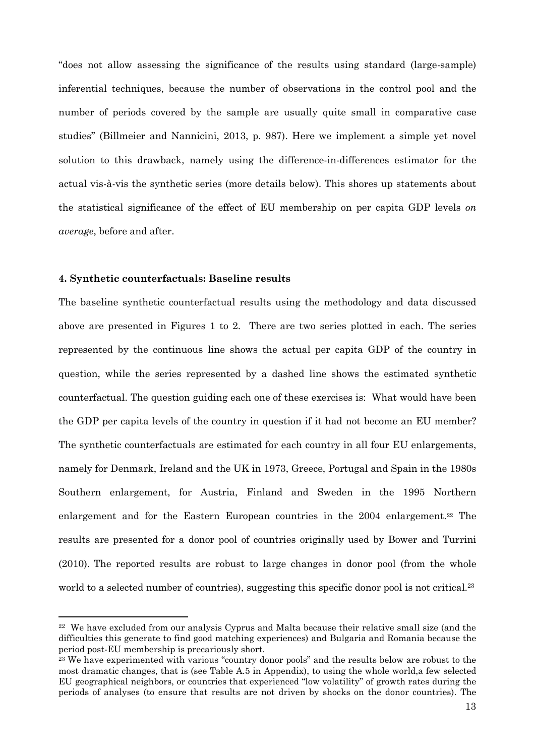"does not allow assessing the significance of the results using standard (large-sample) inferential techniques, because the number of observations in the control pool and the number of periods covered by the sample are usually quite small in comparative case studies" (Billmeier and Nannicini, 2013, p. 987). Here we implement a simple yet novel solution to this drawback, namely using the difference-in-differences estimator for the actual vis-à-vis the synthetic series (more details below). This shores up statements about the statistical significance of the effect of EU membership on per capita GDP levels *on average*, before and after.

#### 4. Synthetic counterfactuals: Baseline results

The baseline synthetic counterfactual results using the methodology and data discussed above are presented in Figures 1 to 2. There are two series plotted in each. The series represented by the continuous line shows the actual per capita GDP of the country in question, while the series represented by a dashed line shows the estimated synthetic counterfactual. The question guiding each one of these exercises is: What would have been the GDP per capita levels of the country in question if it had not become an EU member? The synthetic counterfactuals are estimated for each country in all four EU enlargements, namely for Denmark, Ireland and the UK in 1973, Greece, Portugal and Spain in the 1980s Southern enlargement, for Austria, Finland and Sweden in the 1995 Northern enlargement and for the Eastern European countries in the 2004 enlargement.[22] The results are presented for a donor pool of countries originally used by Bower and Turrini (2010). The reported results are robust to large changes in donor pool (from the whole world to a selected number of countries), suggesting this specific donor pool is not critical.[23]

[22] We have excluded from our analysis Cyprus and Malta because their relative small size (and the difficulties this generate to find good matching experiences) and Bulgaria and Romania because the period post-EU membership is precariously short.

[23] We have experimented with various "country donor pools" and the results below are robust to the most dramatic changes, that is (see Table A.5 in Appendix), to using the whole world,a few selected EU geographical neighbors, or countries that experienced "low volatility" of growth rates during the periods of analyses (to ensure that results are not driven by shocks on the donor countries). The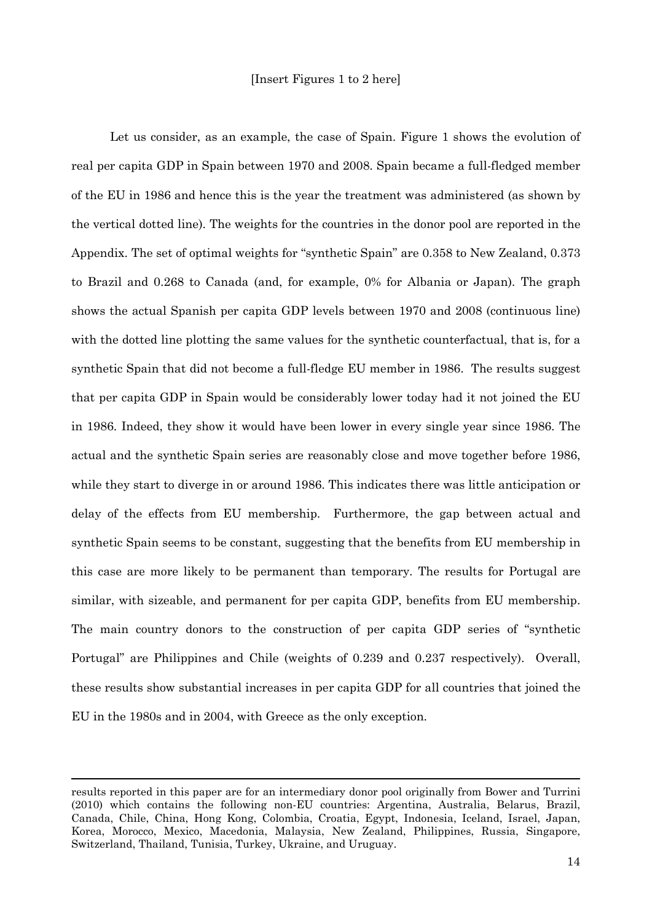[Insert Figures 1 to 2 here]

Let us consider, as an example, the case of Spain. Figure 1 shows the evolution of real per capita GDP in Spain between 1970 and 2008. Spain became a full-fledged member of the EU in 1986 and hence this is the year the treatment was administered (as shown by the vertical dotted line). The weights for the countries in the donor pool are reported in the Appendix. The set of optimal weights for "synthetic Spain" are 0.358 to New Zealand, 0.373 to Brazil and 0.268 to Canada (and, for example, 0% for Albania or Japan). The graph shows the actual Spanish per capita GDP levels between 1970 and 2008 (continuous line) with the dotted line plotting the same values for the synthetic counterfactual, that is, for a synthetic Spain that did not become a full-fledge EU member in 1986. The results suggest that per capita GDP in Spain would be considerably lower today had it not joined the EU in 1986. Indeed, they show it would have been lower in every single year since 1986. The actual and the synthetic Spain series are reasonably close and move together before 1986, while they start to diverge in or around 1986. This indicates there was little anticipation or delay of the effects from EU membership. Furthermore, the gap between actual and synthetic Spain seems to be constant, suggesting that the benefits from EU membership in this case are more likely to be permanent than temporary. The results for Portugal are similar, with sizeable, and permanent for per capita GDP, benefits from EU membership. The main country donors to the construction of per capita GDP series of "synthetic Portugal" are Philippines and Chile (weights of 0.239 and 0.237 respectively). Overall, these results show substantial increases in per capita GDP for all countries that joined the EU in the 1980s and in 2004, with Greece as the only exception.

---

results reported in this paper are for an intermediary donor pool originally from Bower and Turrini (2010) which contains the following non-EU countries: Argentina, Australia, Belarus, Brazil, Canada, Chile, China, Hong Kong, Colombia, Croatia, Egypt, Indonesia, Iceland, Israel, Japan, Korea, Morocco, Mexico, Macedonia, Malaysia, New Zealand, Philippines, Russia, Singapore, Switzerland, Thailand, Tunisia, Turkey, Ukraine, and Uruguay.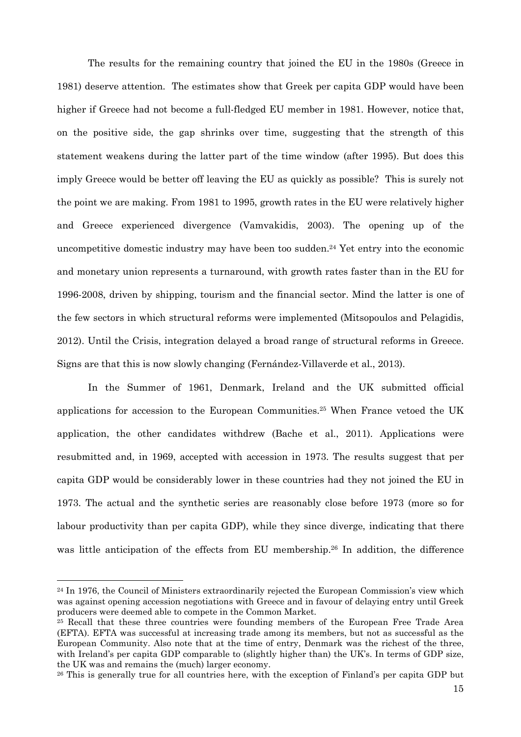The results for the remaining country that joined the EU in the 1980s (Greece in 1981) deserve attention. The estimates show that Greek per capita GDP would have been higher if Greece had not become a full-fledged EU member in 1981. However, notice that, on the positive side, the gap shrinks over time, suggesting that the strength of this statement weakens during the latter part of the time window (after 1995). But does this imply Greece would be better off leaving the EU as quickly as possible? This is surely not the point we are making. From 1981 to 1995, growth rates in the EU were relatively higher and Greece experienced divergence (Vamvakidis, 2003). The opening up of the uncompetitive domestic industry may have been too sudden.[24] Yet entry into the economic and monetary union represents a turnaround, with growth rates faster than in the EU for 1996-2008, driven by shipping, tourism and the financial sector. Mind the latter is one of the few sectors in which structural reforms were implemented (Mitsopoulos and Pelagidis, 2012). Until the Crisis, integration delayed a broad range of structural reforms in Greece. Signs are that this is now slowly changing (Fernández-Villaverde et al., 2013).

In the Summer of 1961, Denmark, Ireland and the UK submitted official applications for accession to the European Communities.[25] When France vetoed the UK application, the other candidates withdrew (Bache et al., 2011). Applications were resubmitted and, in 1969, accepted with accession in 1973. The results suggest that per capita GDP would be considerably lower in these countries had they not joined the EU in 1973. The actual and the synthetic series are reasonably close before 1973 (more so for labour productivity than per capita GDP), while they since diverge, indicating that there was little anticipation of the effects from EU membership.[26] In addition, the difference

---

[24] In 1976, the Council of Ministers extraordinarily rejected the European Commission's view which was against opening accession negotiations with Greece and in favour of delaying entry until Greek producers were deemed able to compete in the Common Market.

[25] Recall that these three countries were founding members of the European Free Trade Area (EFTA). EFTA was successful at increasing trade among its members, but not as successful as the European Community. Also note that at the time of entry, Denmark was the richest of the three, with Ireland's per capita GDP comparable to (slightly higher than) the UK's. In terms of GDP size, the UK was and remains the (much) larger economy.

[26] This is generally true for all countries here, with the exception of Finland's per capita GDP but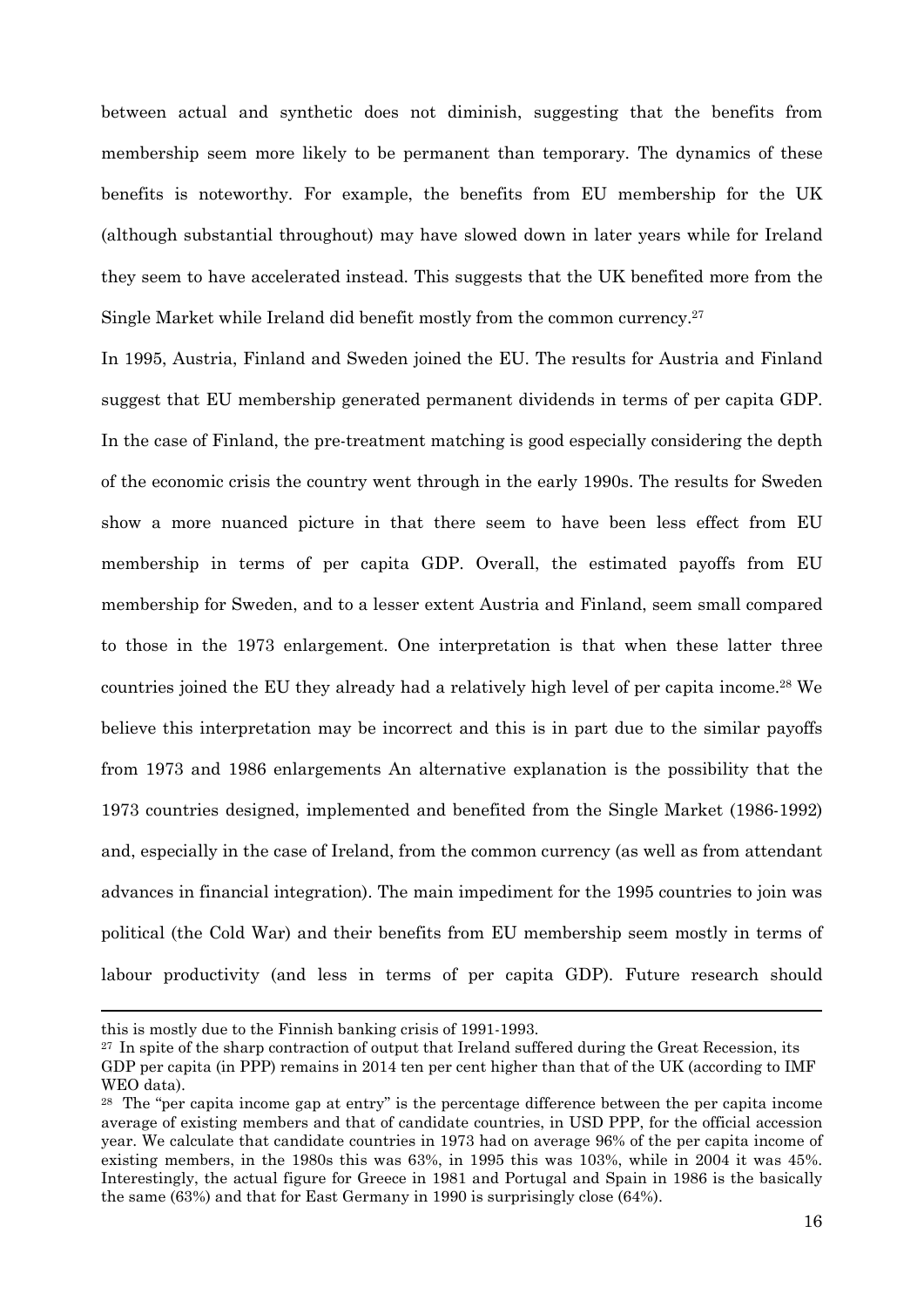between actual and synthetic does not diminish, suggesting that the benefits from membership seem more likely to be permanent than temporary. The dynamics of these benefits is noteworthy. For example, the benefits from EU membership for the UK (although substantial throughout) may have slowed down in later years while for Ireland they seem to have accelerated instead. This suggests that the UK benefited more from the Single Market while Ireland did benefit mostly from the common currency.[27]

In 1995, Austria, Finland and Sweden joined the EU. The results for Austria and Finland suggest that EU membership generated permanent dividends in terms of per capita GDP. In the case of Finland, the pre-treatment matching is good especially considering the depth of the economic crisis the country went through in the early 1990s. The results for Sweden show a more nuanced picture in that there seem to have been less effect from EU membership in terms of per capita GDP. Overall, the estimated payoffs from EU membership for Sweden, and to a lesser extent Austria and Finland, seem small compared to those in the 1973 enlargement. One interpretation is that when these latter three countries joined the EU they already had a relatively high level of per capita income.[28] We believe this interpretation may be incorrect and this is in part due to the similar payoffs from 1973 and 1986 enlargements An alternative explanation is the possibility that the 1973 countries designed, implemented and benefited from the Single Market (1986-1992) and, especially in the case of Ireland, from the common currency (as well as from attendant advances in financial integration). The main impediment for the 1995 countries to join was political (the Cold War) and their benefits from EU membership seem mostly in terms of labour productivity (and less in terms of per capita GDP). Future research should

---

this is mostly due to the Finnish banking crisis of 1991-1993.

[27] In spite of the sharp contraction of output that Ireland suffered during the Great Recession, its GDP per capita (in PPP) remains in 2014 ten per cent higher than that of the UK (according to IMF WEO data).

[28] The "per capita income gap at entry" is the percentage difference between the per capita income average of existing members and that of candidate countries, in USD PPP, for the official accession year. We calculate that candidate countries in 1973 had on average 96% of the per capita income of existing members, in the 1980s this was 63%, in 1995 this was 103%, while in 2004 it was 45%. Interestingly, the actual figure for Greece in 1981 and Portugal and Spain in 1986 is the basically the same (63%) and that for East Germany in 1990 is surprisingly close (64%).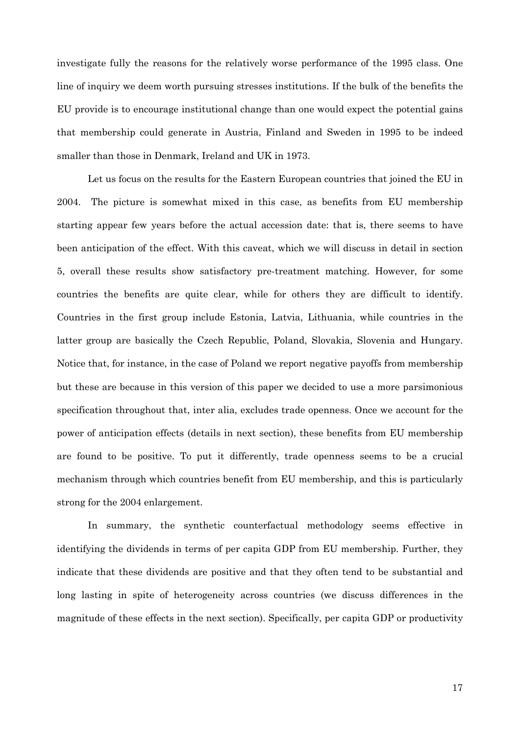investigate fully the reasons for the relatively worse performance of the 1995 class. One line of inquiry we deem worth pursuing stresses institutions. If the bulk of the benefits the EU provide is to encourage institutional change than one would expect the potential gains that membership could generate in Austria, Finland and Sweden in 1995 to be indeed smaller than those in Denmark, Ireland and UK in 1973.

Let us focus on the results for the Eastern European countries that joined the EU in 2004. The picture is somewhat mixed in this case, as benefits from EU membership starting appear few years before the actual accession date: that is, there seems to have been anticipation of the effect. With this caveat, which we will discuss in detail in section 5, overall these results show satisfactory pre-treatment matching. However, for some countries the benefits are quite clear, while for others they are difficult to identify. Countries in the first group include Estonia, Latvia, Lithuania, while countries in the latter group are basically the Czech Republic, Poland, Slovakia, Slovenia and Hungary. Notice that, for instance, in the case of Poland we report negative payoffs from membership but these are because in this version of this paper we decided to use a more parsimonious specification throughout that, inter alia, excludes trade openness. Once we account for the power of anticipation effects (details in next section), these benefits from EU membership are found to be positive. To put it differently, trade openness seems to be a crucial mechanism through which countries benefit from EU membership, and this is particularly strong for the 2004 enlargement.

In summary, the synthetic counterfactual methodology seems effective in identifying the dividends in terms of per capita GDP from EU membership. Further, they indicate that these dividends are positive and that they often tend to be substantial and long lasting in spite of heterogeneity across countries (we discuss differences in the magnitude of these effects in the next section). Specifically, per capita GDP or productivity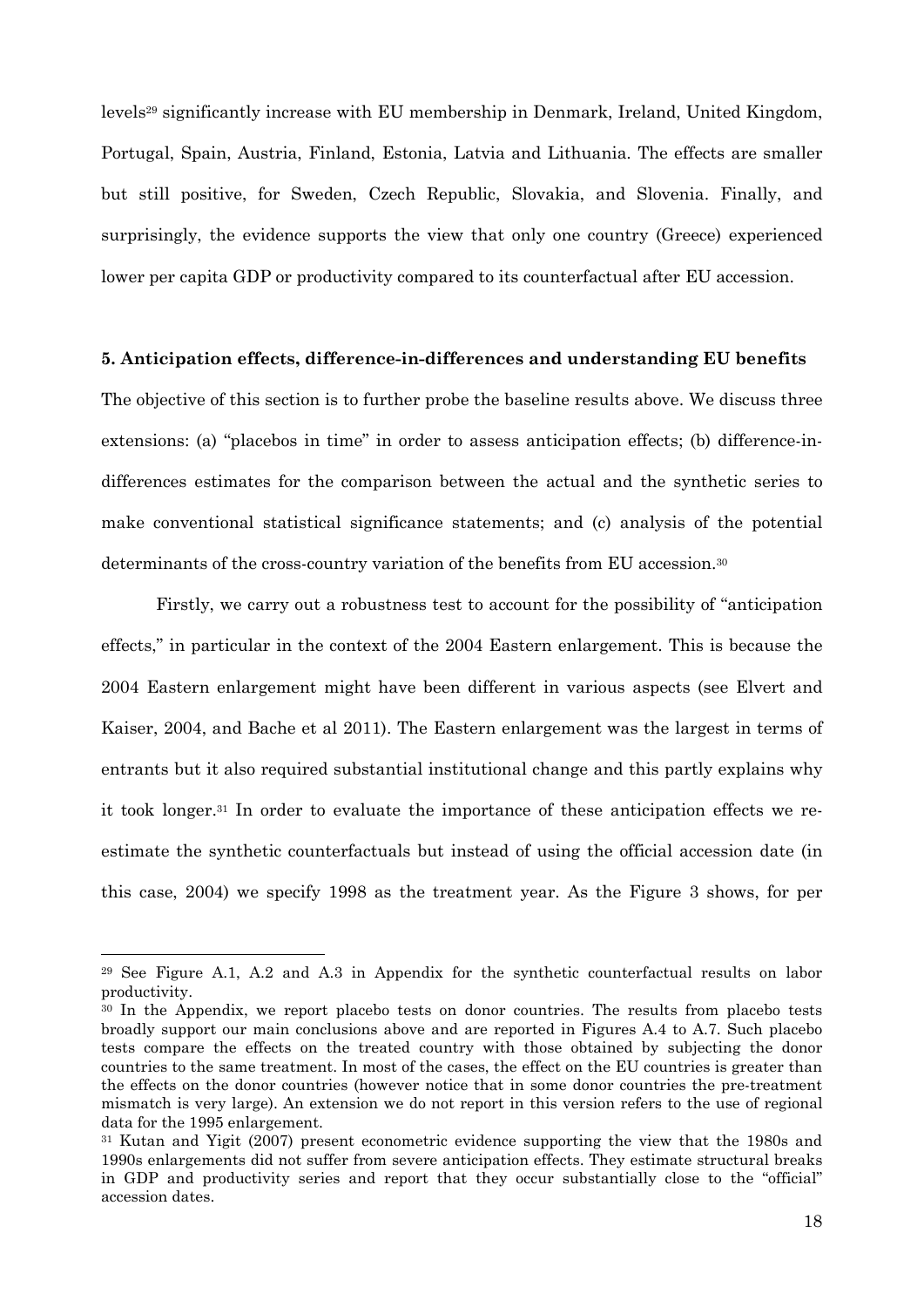levels[29] significantly increase with EU membership in Denmark, Ireland, United Kingdom, Portugal, Spain, Austria, Finland, Estonia, Latvia and Lithuania. The effects are smaller but still positive, for Sweden, Czech Republic, Slovakia, and Slovenia. Finally, and surprisingly, the evidence supports the view that only one country (Greece) experienced lower per capita GDP or productivity compared to its counterfactual after EU accession.

## 5. Anticipation effects, difference-in-differences and understanding EU benefits

The objective of this section is to further probe the baseline results above. We discuss three extensions: (a) "placebos in time" in order to assess anticipation effects; (b) difference-in-differences estimates for the comparison between the actual and the synthetic series to make conventional statistical significance statements; and (c) analysis of the potential determinants of the cross-country variation of the benefits from EU accession.[30]

Firstly, we carry out a robustness test to account for the possibility of "anticipation effects," in particular in the context of the 2004 Eastern enlargement. This is because the 2004 Eastern enlargement might have been different in various aspects (see Elvert and Kaiser, 2004, and Bache et al 2011). The Eastern enlargement was the largest in terms of entrants but it also required substantial institutional change and this partly explains why it took longer.[31] In order to evaluate the importance of these anticipation effects we re-estimate the synthetic counterfactuals but instead of using the official accession date (in this case, 2004) we specify 1998 as the treatment year. As the Figure 3 shows, for per

---

[29] See Figure A.1, A.2 and A.3 in Appendix for the synthetic counterfactual results on labor productivity.

[30] In the Appendix, we report placebo tests on donor countries. The results from placebo tests broadly support our main conclusions above and are reported in Figures A.4 to A.7. Such placebo tests compare the effects on the treated country with those obtained by subjecting the donor countries to the same treatment. In most of the cases, the effect on the EU countries is greater than the effects on the donor countries (however notice that in some donor countries the pre-treatment mismatch is very large). An extension we do not report in this version refers to the use of regional data for the 1995 enlargement.

[31] Kutan and Yigit (2007) present econometric evidence supporting the view that the 1980s and 1990s enlargements did not suffer from severe anticipation effects. They estimate structural breaks in GDP and productivity series and report that they occur substantially close to the "official" accession dates.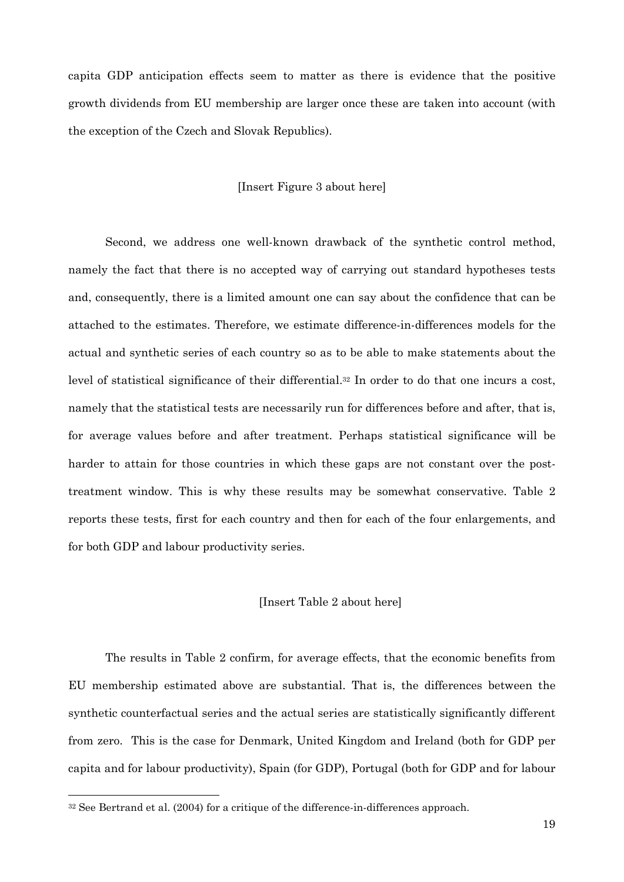capita GDP anticipation effects seem to matter as there is evidence that the positive growth dividends from EU membership are larger once these are taken into account (with the exception of the Czech and Slovak Republics).

[Insert Figure 3 about here]

Second, we address one well-known drawback of the synthetic control method, namely the fact that there is no accepted way of carrying out standard hypotheses tests and, consequently, there is a limited amount one can say about the confidence that can be attached to the estimates. Therefore, we estimate difference-in-differences models for the actual and synthetic series of each country so as to be able to make statements about the level of statistical significance of their differential.[32] In order to do that one incurs a cost, namely that the statistical tests are necessarily run for differences before and after, that is, for average values before and after treatment. Perhaps statistical significance will be harder to attain for those countries in which these gaps are not constant over the post-treatment window. This is why these results may be somewhat conservative. Table 2 reports these tests, first for each country and then for each of the four enlargements, and for both GDP and labour productivity series.

[Insert Table 2 about here]

The results in Table 2 confirm, for average effects, that the economic benefits from EU membership estimated above are substantial. That is, the differences between the synthetic counterfactual series and the actual series are statistically significantly different from zero. This is the case for Denmark, United Kingdom and Ireland (both for GDP per capita and for labour productivity), Spain (for GDP), Portugal (both for GDP and for labour

[32] See Bertrand et al. (2004) for a critique of the difference-in-differences approach.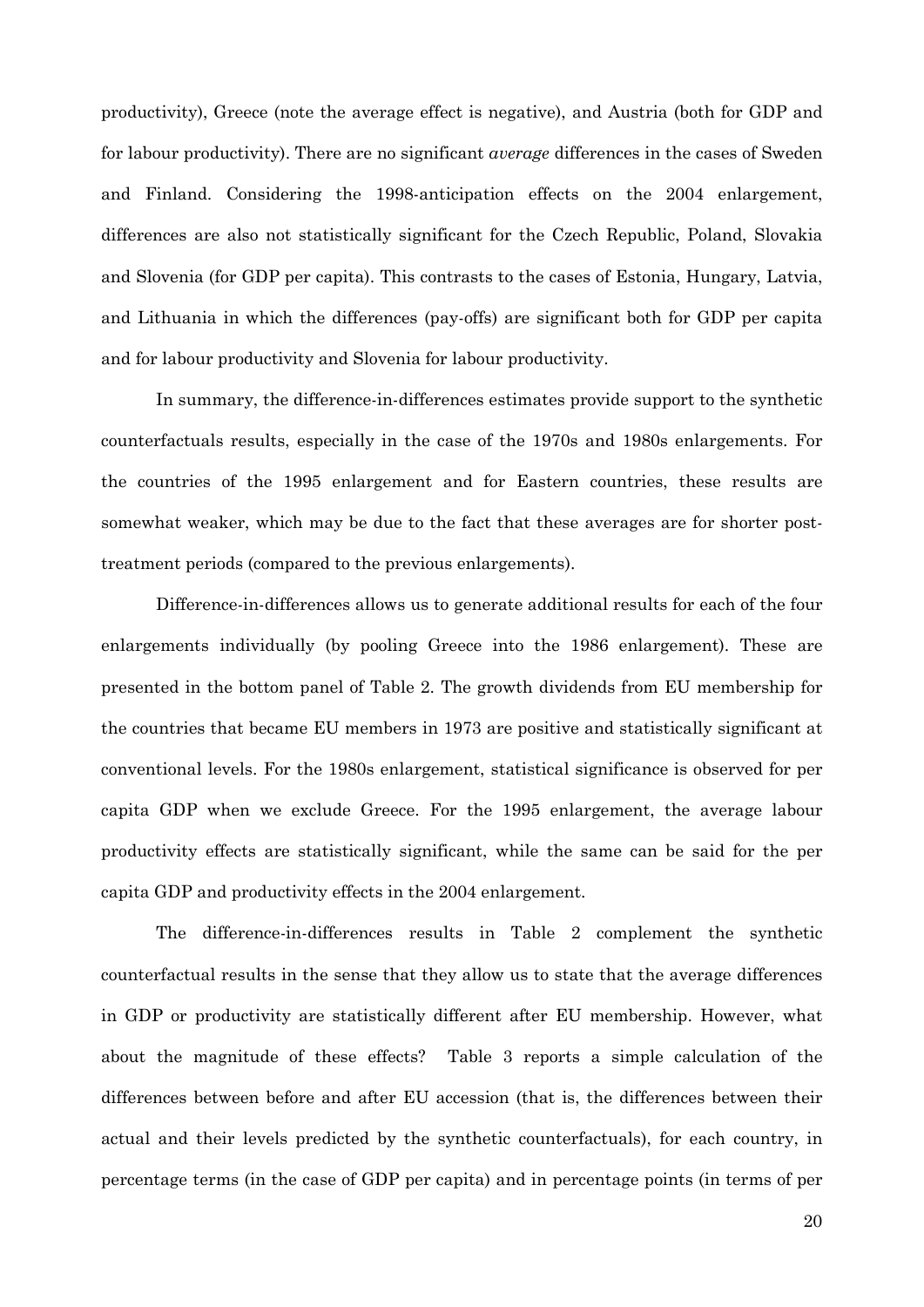productivity), Greece (note the average effect is negative), and Austria (both for GDP and for labour productivity). There are no significant *average* differences in the cases of Sweden and Finland. Considering the 1998-anticipation effects on the 2004 enlargement, differences are also not statistically significant for the Czech Republic, Poland, Slovakia and Slovenia (for GDP per capita). This contrasts to the cases of Estonia, Hungary, Latvia, and Lithuania in which the differences (pay-offs) are significant both for GDP per capita and for labour productivity and Slovenia for labour productivity.

In summary, the difference-in-differences estimates provide support to the synthetic counterfactuals results, especially in the case of the 1970s and 1980s enlargements. For the countries of the 1995 enlargement and for Eastern countries, these results are somewhat weaker, which may be due to the fact that these averages are for shorter post-treatment periods (compared to the previous enlargements).

Difference-in-differences allows us to generate additional results for each of the four enlargements individually (by pooling Greece into the 1986 enlargement). These are presented in the bottom panel of Table 2. The growth dividends from EU membership for the countries that became EU members in 1973 are positive and statistically significant at conventional levels. For the 1980s enlargement, statistical significance is observed for per capita GDP when we exclude Greece. For the 1995 enlargement, the average labour productivity effects are statistically significant, while the same can be said for the per capita GDP and productivity effects in the 2004 enlargement.

The difference-in-differences results in Table 2 complement the synthetic counterfactual results in the sense that they allow us to state that the average differences in GDP or productivity are statistically different after EU membership. However, what about the magnitude of these effects? Table 3 reports a simple calculation of the differences between before and after EU accession (that is, the differences between their actual and their levels predicted by the synthetic counterfactuals), for each country, in percentage terms (in the case of GDP per capita) and in percentage points (in terms of per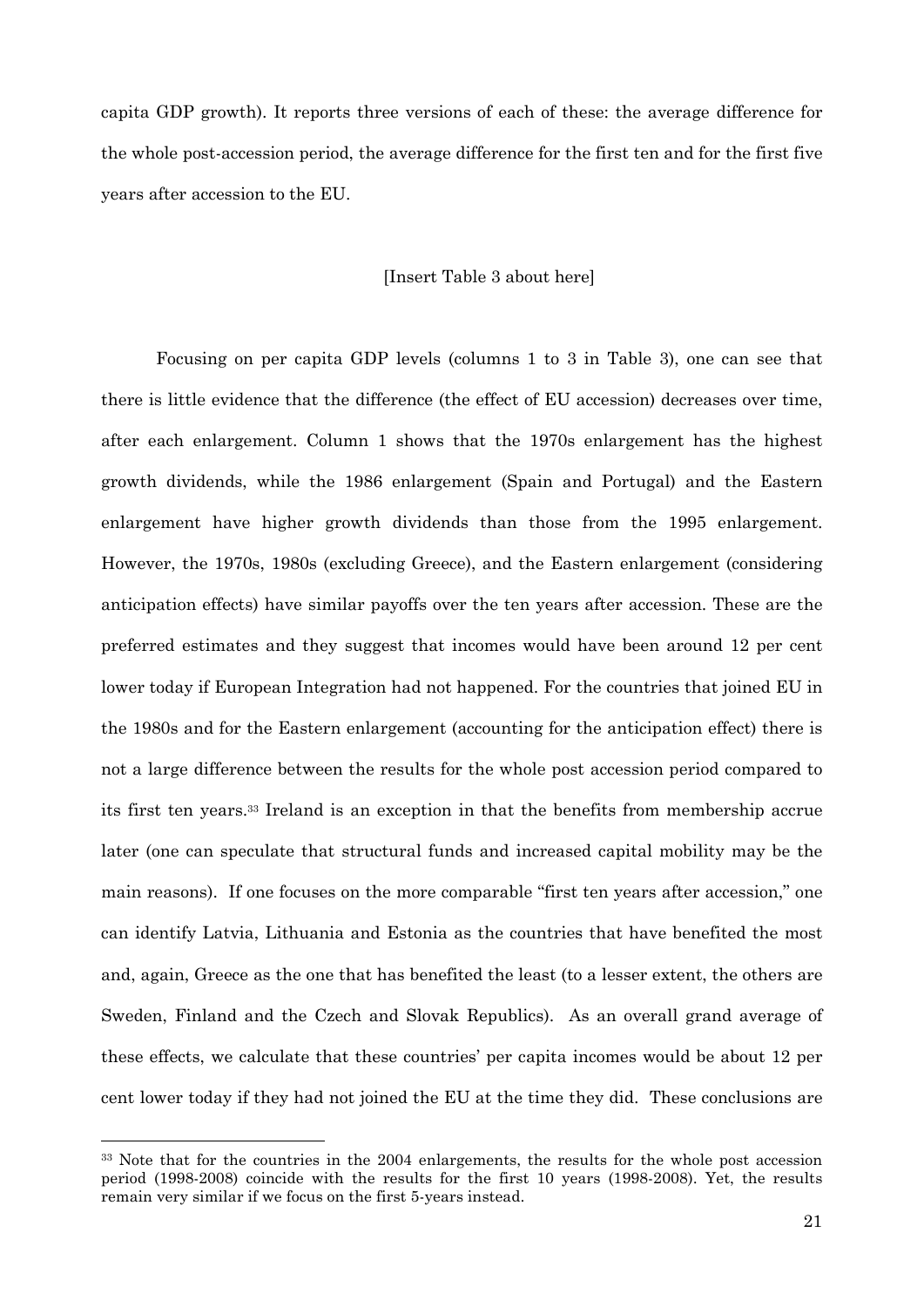capita GDP growth). It reports three versions of each of these: the average difference for the whole post-accession period, the average difference for the first ten and for the first five years after accession to the EU.

[Insert Table 3 about here]

Focusing on per capita GDP levels (columns 1 to 3 in Table 3), one can see that there is little evidence that the difference (the effect of EU accession) decreases over time, after each enlargement. Column 1 shows that the 1970s enlargement has the highest growth dividends, while the 1986 enlargement (Spain and Portugal) and the Eastern enlargement have higher growth dividends than those from the 1995 enlargement. However, the 1970s, 1980s (excluding Greece), and the Eastern enlargement (considering anticipation effects) have similar payoffs over the ten years after accession. These are the preferred estimates and they suggest that incomes would have been around 12 per cent lower today if European Integration had not happened. For the countries that joined EU in the 1980s and for the Eastern enlargement (accounting for the anticipation effect) there is not a large difference between the results for the whole post accession period compared to its first ten years.[33] Ireland is an exception in that the benefits from membership accrue later (one can speculate that structural funds and increased capital mobility may be the main reasons). If one focuses on the more comparable "first ten years after accession," one can identify Latvia, Lithuania and Estonia as the countries that have benefited the most and, again, Greece as the one that has benefited the least (to a lesser extent, the others are Sweden, Finland and the Czech and Slovak Republics). As an overall grand average of these effects, we calculate that these countries' per capita incomes would be about 12 per cent lower today if they had not joined the EU at the time they did. These conclusions are

[33] Note that for the countries in the 2004 enlargements, the results for the whole post accession period (1998-2008) coincide with the results for the first 10 years (1998-2008). Yet, the results remain very similar if we focus on the first 5-years instead.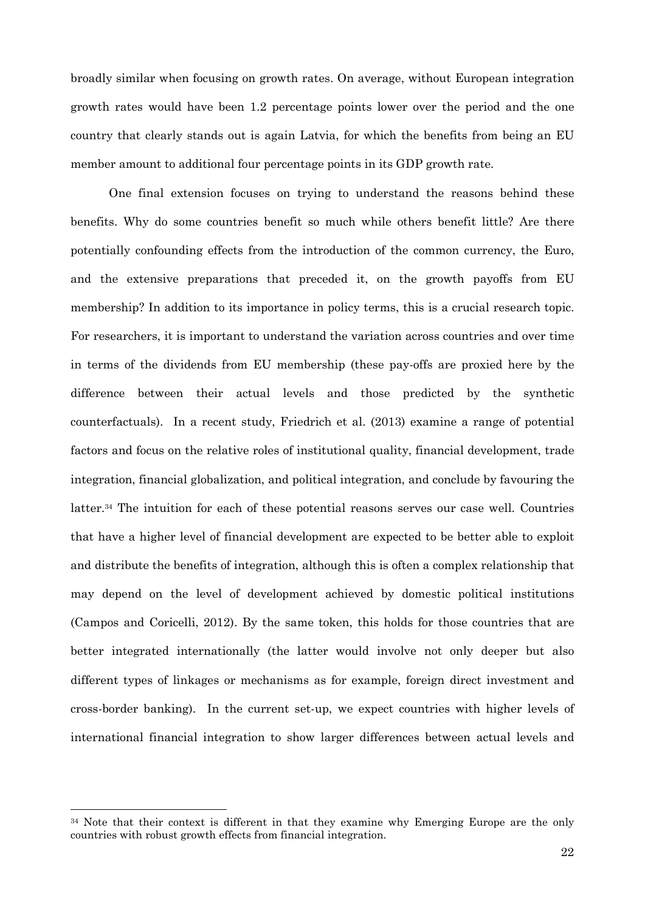broadly similar when focusing on growth rates. On average, without European integration growth rates would have been 1.2 percentage points lower over the period and the one country that clearly stands out is again Latvia, for which the benefits from being an EU member amount to additional four percentage points in its GDP growth rate.

One final extension focuses on trying to understand the reasons behind these benefits. Why do some countries benefit so much while others benefit little? Are there potentially confounding effects from the introduction of the common currency, the Euro, and the extensive preparations that preceded it, on the growth payoffs from EU membership? In addition to its importance in policy terms, this is a crucial research topic. For researchers, it is important to understand the variation across countries and over time in terms of the dividends from EU membership (these pay-offs are proxied here by the difference between their actual levels and those predicted by the synthetic counterfactuals). In a recent study, Friedrich et al. (2013) examine a range of potential factors and focus on the relative roles of institutional quality, financial development, trade integration, financial globalization, and political integration, and conclude by favouring the latter.[34] The intuition for each of these potential reasons serves our case well. Countries that have a higher level of financial development are expected to be better able to exploit and distribute the benefits of integration, although this is often a complex relationship that may depend on the level of development achieved by domestic political institutions (Campos and Coricelli, 2012). By the same token, this holds for those countries that are better integrated internationally (the latter would involve not only deeper but also different types of linkages or mechanisms as for example, foreign direct investment and cross-border banking). In the current set-up, we expect countries with higher levels of international financial integration to show larger differences between actual levels and

[34] Note that their context is different in that they examine why Emerging Europe are the only countries with robust growth effects from financial integration.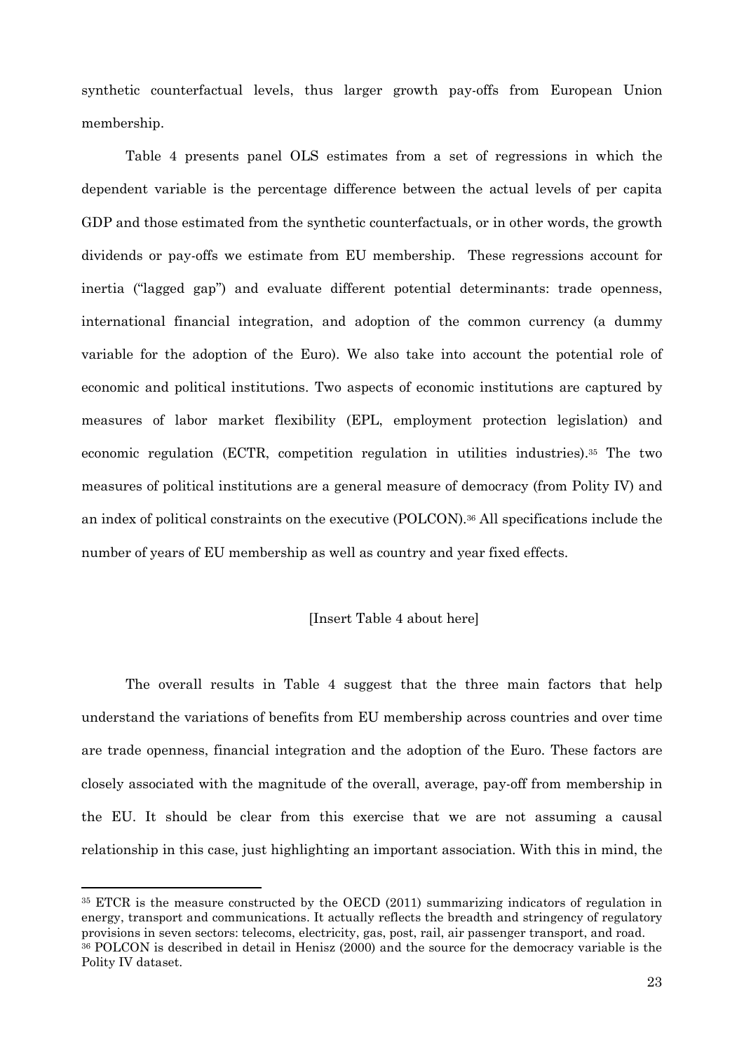synthetic counterfactual levels, thus larger growth pay-offs from European Union membership.

Table 4 presents panel OLS estimates from a set of regressions in which the dependent variable is the percentage difference between the actual levels of per capita GDP and those estimated from the synthetic counterfactuals, or in other words, the growth dividends or pay-offs we estimate from EU membership. These regressions account for inertia ("lagged gap") and evaluate different potential determinants: trade openness, international financial integration, and adoption of the common currency (a dummy variable for the adoption of the Euro). We also take into account the potential role of economic and political institutions. Two aspects of economic institutions are captured by measures of labor market flexibility (EPL, employment protection legislation) and economic regulation (ECTR, competition regulation in utilities industries).[35] The two measures of political institutions are a general measure of democracy (from Polity IV) and an index of political constraints on the executive (POLCON).[36] All specifications include the number of years of EU membership as well as country and year fixed effects.

[Insert Table 4 about here]

The overall results in Table 4 suggest that the three main factors that help understand the variations of benefits from EU membership across countries and over time are trade openness, financial integration and the adoption of the Euro. These factors are closely associated with the magnitude of the overall, average, pay-off from membership in the EU. It should be clear from this exercise that we are not assuming a causal relationship in this case, just highlighting an important association. With this in mind, the

---

[35] ETCR is the measure constructed by the OECD (2011) summarizing indicators of regulation in energy, transport and communications. It actually reflects the breadth and stringency of regulatory provisions in seven sectors: telecoms, electricity, gas, post, rail, air passenger transport, and road.

[36] POLCON is described in detail in Henisz (2000) and the source for the democracy variable is the Polity IV dataset.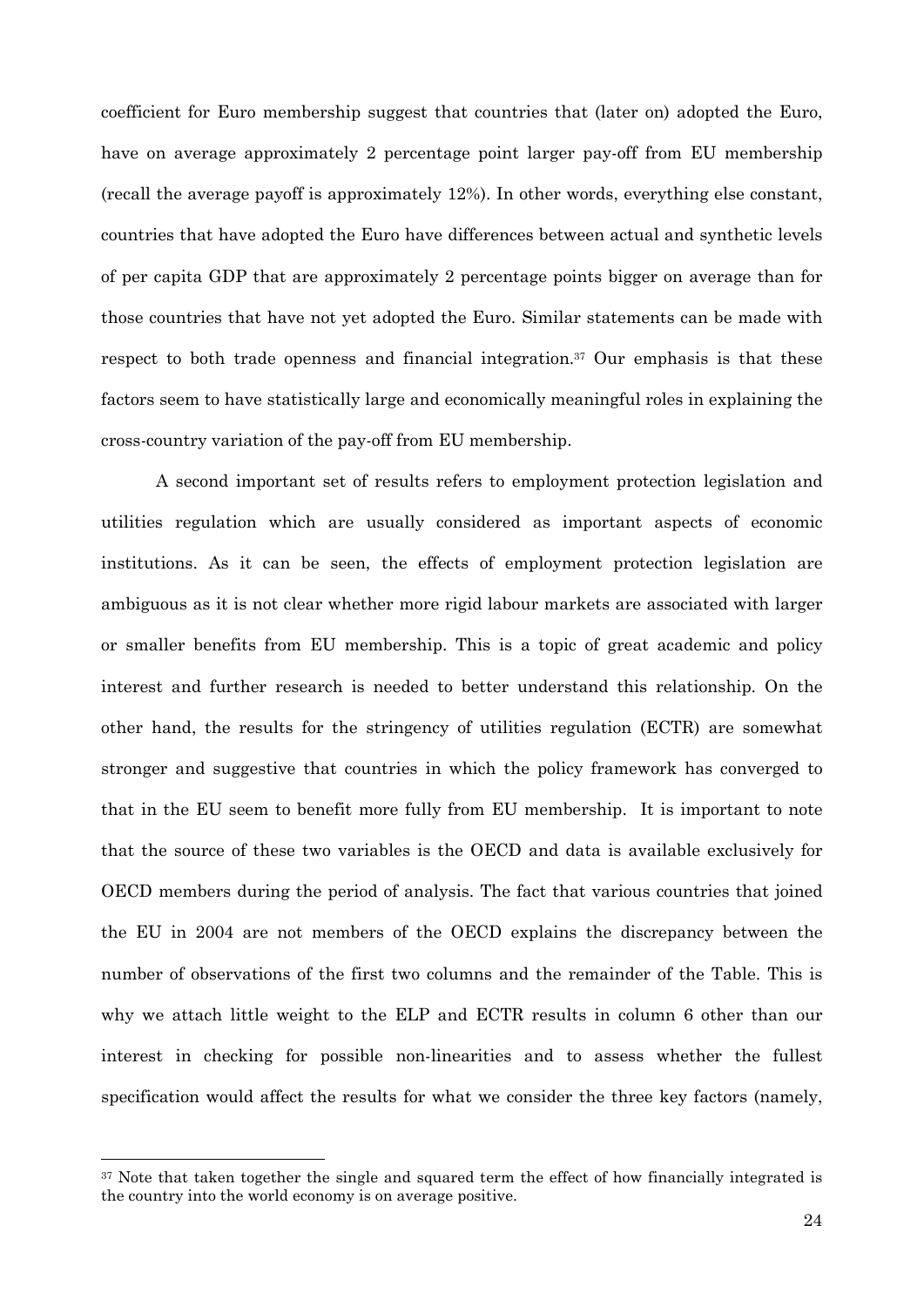coefficient for Euro membership suggest that countries that (later on) adopted the Euro, have on average approximately 2 percentage point larger pay-off from EU membership (recall the average payoff is approximately 12%). In other words, everything else constant, countries that have adopted the Euro have differences between actual and synthetic levels of per capita GDP that are approximately 2 percentage points bigger on average than for those countries that have not yet adopted the Euro. Similar statements can be made with respect to both trade openness and financial integration.[37] Our emphasis is that these factors seem to have statistically large and economically meaningful roles in explaining the cross-country variation of the pay-off from EU membership.

A second important set of results refers to employment protection legislation and utilities regulation which are usually considered as important aspects of economic institutions. As it can be seen, the effects of employment protection legislation are ambiguous as it is not clear whether more rigid labour markets are associated with larger or smaller benefits from EU membership. This is a topic of great academic and policy interest and further research is needed to better understand this relationship. On the other hand, the results for the stringency of utilities regulation (ECTR) are somewhat stronger and suggestive that countries in which the policy framework has converged to that in the EU seem to benefit more fully from EU membership. It is important to note that the source of these two variables is the OECD and data is available exclusively for OECD members during the period of analysis. The fact that various countries that joined the EU in 2004 are not members of the OECD explains the discrepancy between the number of observations of the first two columns and the remainder of the Table. This is why we attach little weight to the ELP and ECTR results in column 6 other than our interest in checking for possible non-linearities and to assess whether the fullest specification would affect the results for what we consider the three key factors (namely,

[37] Note that taken together the single and squared term the effect of how financially integrated is the country into the world economy is on average positive.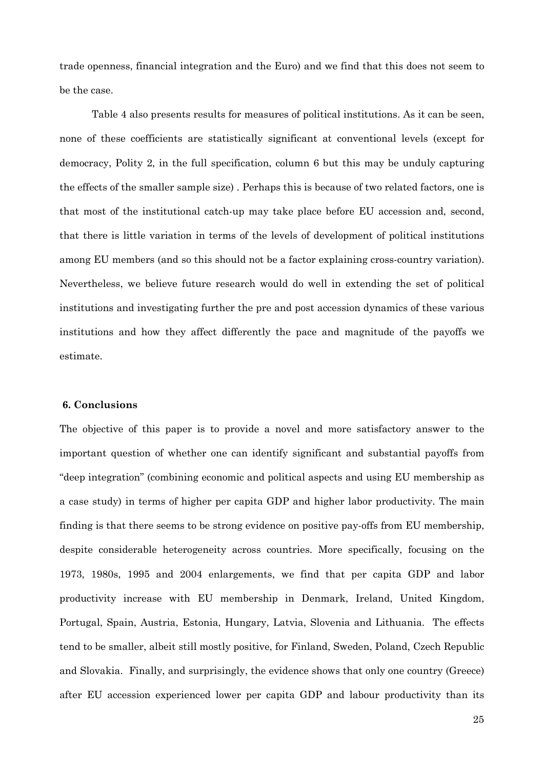trade openness, financial integration and the Euro) and we find that this does not seem to be the case.

Table 4 also presents results for measures of political institutions. As it can be seen, none of these coefficients are statistically significant at conventional levels (except for democracy, Polity 2, in the full specification, column 6 but this may be unduly capturing the effects of the smaller sample size) . Perhaps this is because of two related factors, one is that most of the institutional catch-up may take place before EU accession and, second, that there is little variation in terms of the levels of development of political institutions among EU members (and so this should not be a factor explaining cross-country variation). Nevertheless, we believe future research would do well in extending the set of political institutions and investigating further the pre and post accession dynamics of these various institutions and how they affect differently the pace and magnitude of the payoffs we estimate.

## 6. Conclusions

The objective of this paper is to provide a novel and more satisfactory answer to the important question of whether one can identify significant and substantial payoffs from "deep integration" (combining economic and political aspects and using EU membership as a case study) in terms of higher per capita GDP and higher labor productivity. The main finding is that there seems to be strong evidence on positive pay-offs from EU membership, despite considerable heterogeneity across countries. More specifically, focusing on the 1973, 1980s, 1995 and 2004 enlargements, we find that per capita GDP and labor productivity increase with EU membership in Denmark, Ireland, United Kingdom, Portugal, Spain, Austria, Estonia, Hungary, Latvia, Slovenia and Lithuania. The effects tend to be smaller, albeit still mostly positive, for Finland, Sweden, Poland, Czech Republic and Slovakia. Finally, and surprisingly, the evidence shows that only one country (Greece) after EU accession experienced lower per capita GDP and labour productivity than its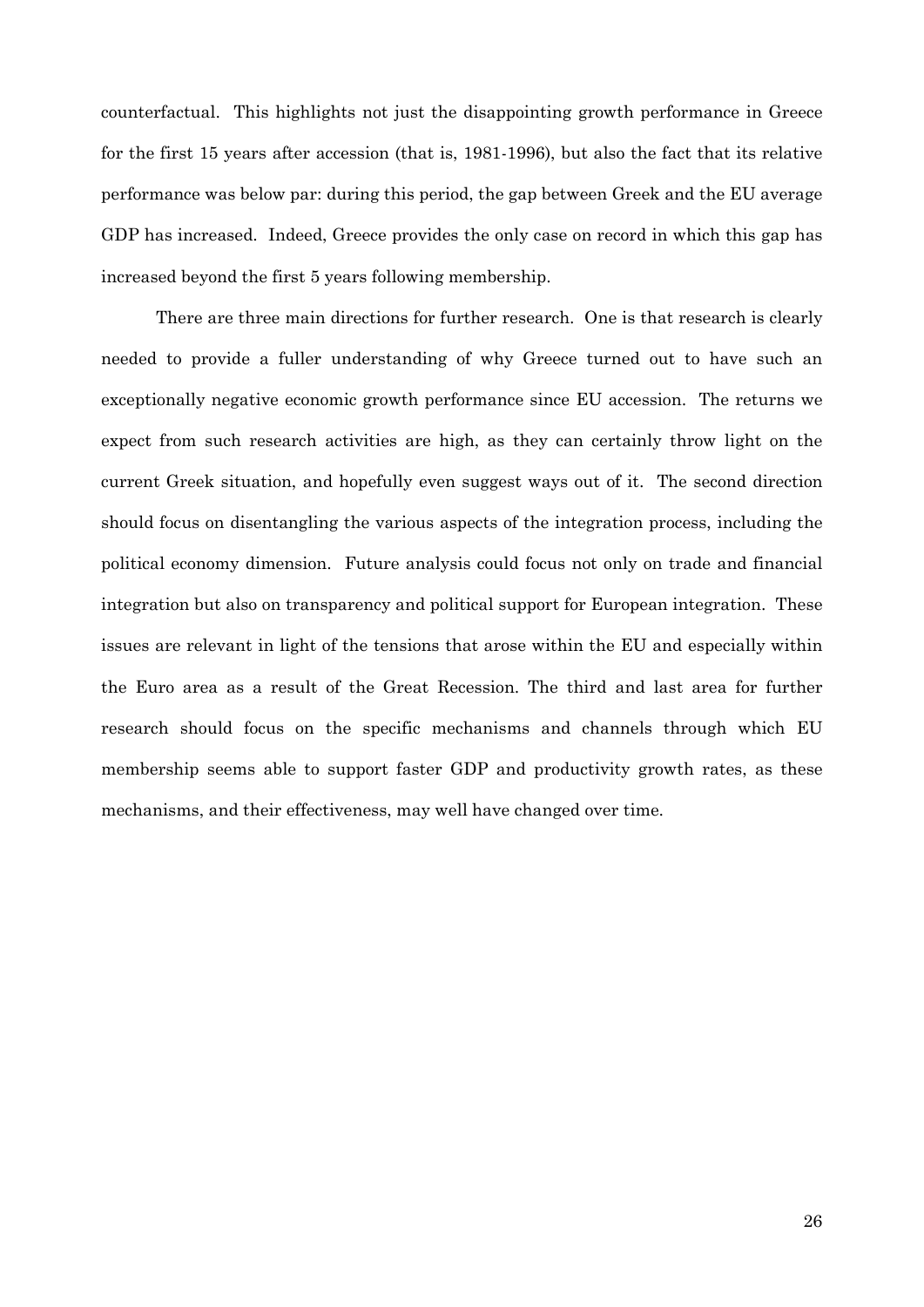counterfactual. This highlights not just the disappointing growth performance in Greece for the first 15 years after accession (that is, 1981-1996), but also the fact that its relative performance was below par: during this period, the gap between Greek and the EU average GDP has increased. Indeed, Greece provides the only case on record in which this gap has increased beyond the first 5 years following membership.

There are three main directions for further research. One is that research is clearly needed to provide a fuller understanding of why Greece turned out to have such an exceptionally negative economic growth performance since EU accession. The returns we expect from such research activities are high, as they can certainly throw light on the current Greek situation, and hopefully even suggest ways out of it. The second direction should focus on disentangling the various aspects of the integration process, including the political economy dimension. Future analysis could focus not only on trade and financial integration but also on transparency and political support for European integration. These issues are relevant in light of the tensions that arose within the EU and especially within the Euro area as a result of the Great Recession. The third and last area for further research should focus on the specific mechanisms and channels through which EU membership seems able to support faster GDP and productivity growth rates, as these mechanisms, and their effectiveness, may well have changed over time.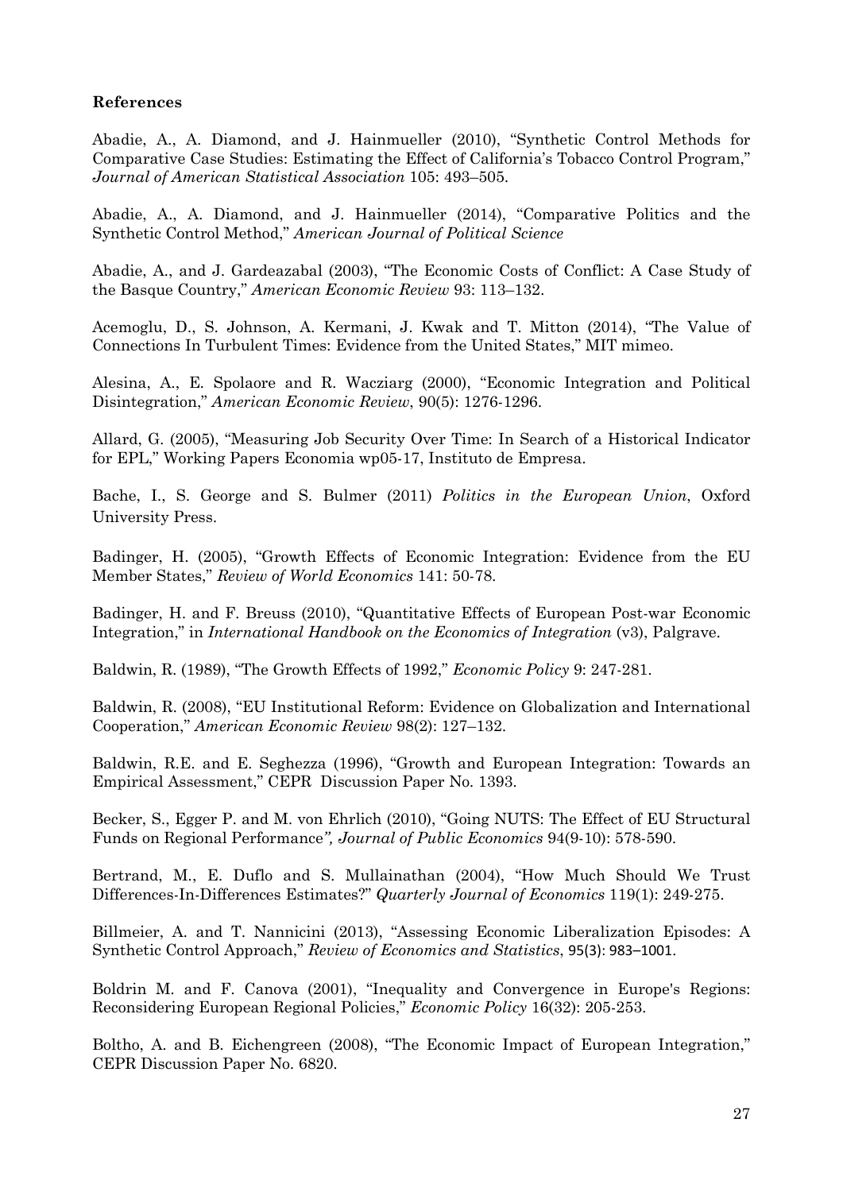**References**

Abadie, A., A. Diamond, and J. Hainmueller (2010), "Synthetic Control Methods for Comparative Case Studies: Estimating the Effect of California's Tobacco Control Program," *Journal of American Statistical Association* 105: 493–505.

Abadie, A., A. Diamond, and J. Hainmueller (2014), "Comparative Politics and the Synthetic Control Method," *American Journal of Political Science*

Abadie, A., and J. Gardeazabal (2003), "The Economic Costs of Conflict: A Case Study of the Basque Country," *American Economic Review* 93: 113–132.

Acemoglu, D., S. Johnson, A. Kermani, J. Kwak and T. Mitton (2014), "The Value of Connections In Turbulent Times: Evidence from the United States," MIT mimeo.

Alesina, A., E. Spolaore and R. Wacziarg (2000), "Economic Integration and Political Disintegration," *American Economic Review*, 90(5): 1276-1296.

Allard, G. (2005), "Measuring Job Security Over Time: In Search of a Historical Indicator for EPL," Working Papers Economia wp05-17, Instituto de Empresa.

Bache, I., S. George and S. Bulmer (2011) *Politics in the European Union*, Oxford University Press.

Badinger, H. (2005), "Growth Effects of Economic Integration: Evidence from the EU Member States," *Review of World Economics* 141: 50-78.

Badinger, H. and F. Breuss (2010), "Quantitative Effects of European Post-war Economic Integration," in *International Handbook on the Economics of Integration* (v3), Palgrave.

Baldwin, R. (1989), "The Growth Effects of 1992," *Economic Policy* 9: 247-281.

Baldwin, R. (2008), "EU Institutional Reform: Evidence on Globalization and International Cooperation," *American Economic Review* 98(2): 127–132.

Baldwin, R.E. and E. Seghezza (1996), "Growth and European Integration: Towards an Empirical Assessment," CEPR Discussion Paper No. 1393.

Becker, S., Egger P. and M. von Ehrlich (2010), "Going NUTS: The Effect of EU Structural Funds on Regional Performance*", Journal of Public Economics* 94(9-10): 578-590.

Bertrand, M., E. Duflo and S. Mullainathan (2004), "How Much Should We Trust Differences-In-Differences Estimates?" *Quarterly Journal of Economics* 119(1): 249-275.

Billmeier, A. and T. Nannicini (2013), "Assessing Economic Liberalization Episodes: A Synthetic Control Approach," *Review of Economics and Statistics*, 95(3): 983–1001.

Boldrin M. and F. Canova (2001), "Inequality and Convergence in Europe's Regions: Reconsidering European Regional Policies," *Economic Policy* 16(32): 205-253.

Boltho, A. and B. Eichengreen (2008), "The Economic Impact of European Integration," CEPR Discussion Paper No. 6820.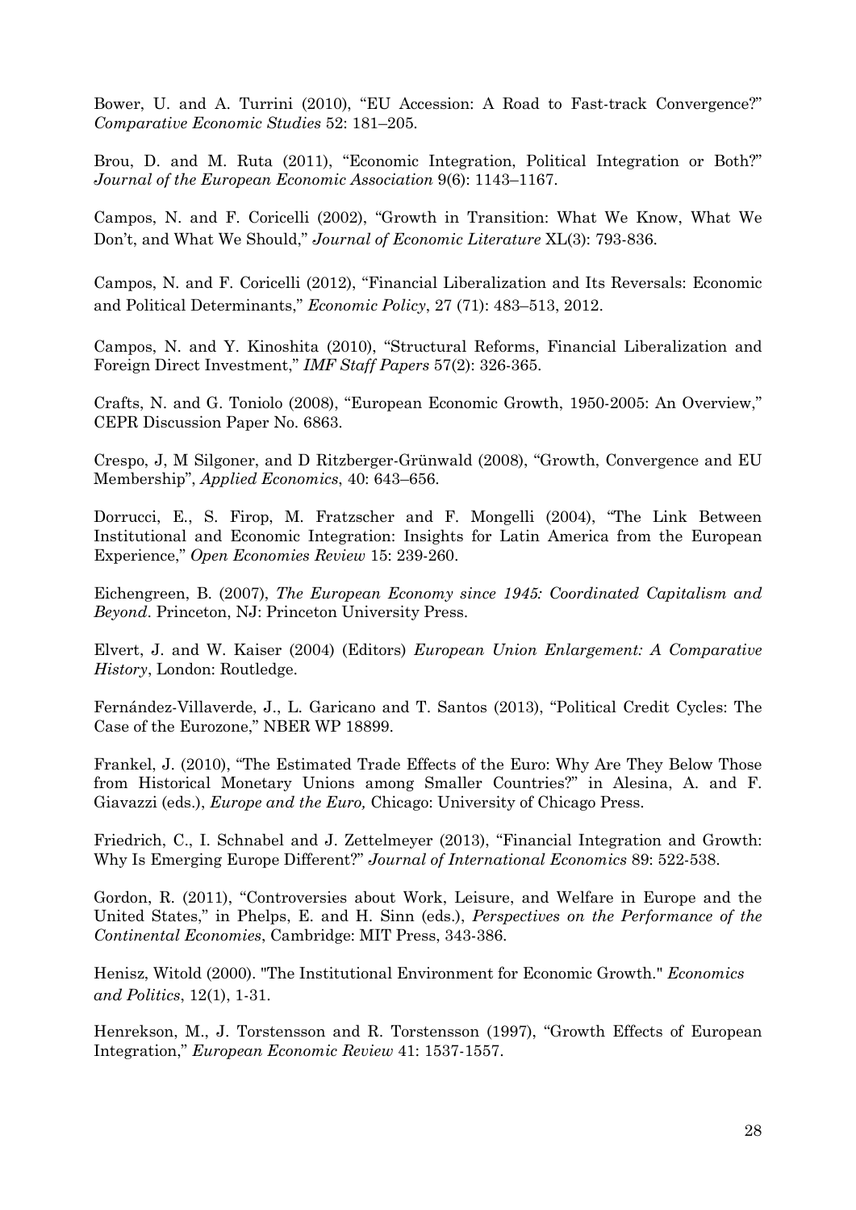Bower, U. and A. Turrini (2010), "EU Accession: A Road to Fast-track Convergence?" *Comparative Economic Studies* 52: 181–205.

Brou, D. and M. Ruta (2011), "Economic Integration, Political Integration or Both?" *Journal of the European Economic Association* 9(6): 1143–1167.

Campos, N. and F. Coricelli (2002), "Growth in Transition: What We Know, What We Don't, and What We Should," *Journal of Economic Literature* XL(3): 793-836.

Campos, N. and F. Coricelli (2012), "Financial Liberalization and Its Reversals: Economic and Political Determinants," *Economic Policy*, 27 (71): 483–513, 2012.

Campos, N. and Y. Kinoshita (2010), "Structural Reforms, Financial Liberalization and Foreign Direct Investment," *IMF Staff Papers* 57(2): 326-365.

Crafts, N. and G. Toniolo (2008), "European Economic Growth, 1950-2005: An Overview," CEPR Discussion Paper No. 6863.

Crespo, J, M Silgoner, and D Ritzberger-Grünwald (2008), "Growth, Convergence and EU Membership", *Applied Economics*, 40: 643–656.

Dorrucci, E., S. Firop, M. Fratzscher and F. Mongelli (2004), "The Link Between Institutional and Economic Integration: Insights for Latin America from the European Experience," *Open Economies Review* 15: 239-260.

Eichengreen, B. (2007), *The European Economy since 1945: Coordinated Capitalism and Beyond*. Princeton, NJ: Princeton University Press.

Elvert, J. and W. Kaiser (2004) (Editors) *European Union Enlargement: A Comparative History*, London: Routledge.

Fernández-Villaverde, J., L. Garicano and T. Santos (2013), "Political Credit Cycles: The Case of the Eurozone," NBER WP 18899.

Frankel, J. (2010), "The Estimated Trade Effects of the Euro: Why Are They Below Those from Historical Monetary Unions among Smaller Countries?" in Alesina, A. and F. Giavazzi (eds.), *Europe and the Euro,* Chicago: University of Chicago Press.

Friedrich, C., I. Schnabel and J. Zettelmeyer (2013), "Financial Integration and Growth: Why Is Emerging Europe Different?" *Journal of International Economics* 89: 522-538.

Gordon, R. (2011), "Controversies about Work, Leisure, and Welfare in Europe and the United States," in Phelps, E. and H. Sinn (eds.), *Perspectives on the Performance of the Continental Economies*, Cambridge: MIT Press, 343-386.

Henisz, Witold (2000). "The Institutional Environment for Economic Growth." *Economics and Politics*, 12(1), 1-31.

Henrekson, M., J. Torstensson and R. Torstensson (1997), "Growth Effects of European Integration," *European Economic Review* 41: 1537-1557.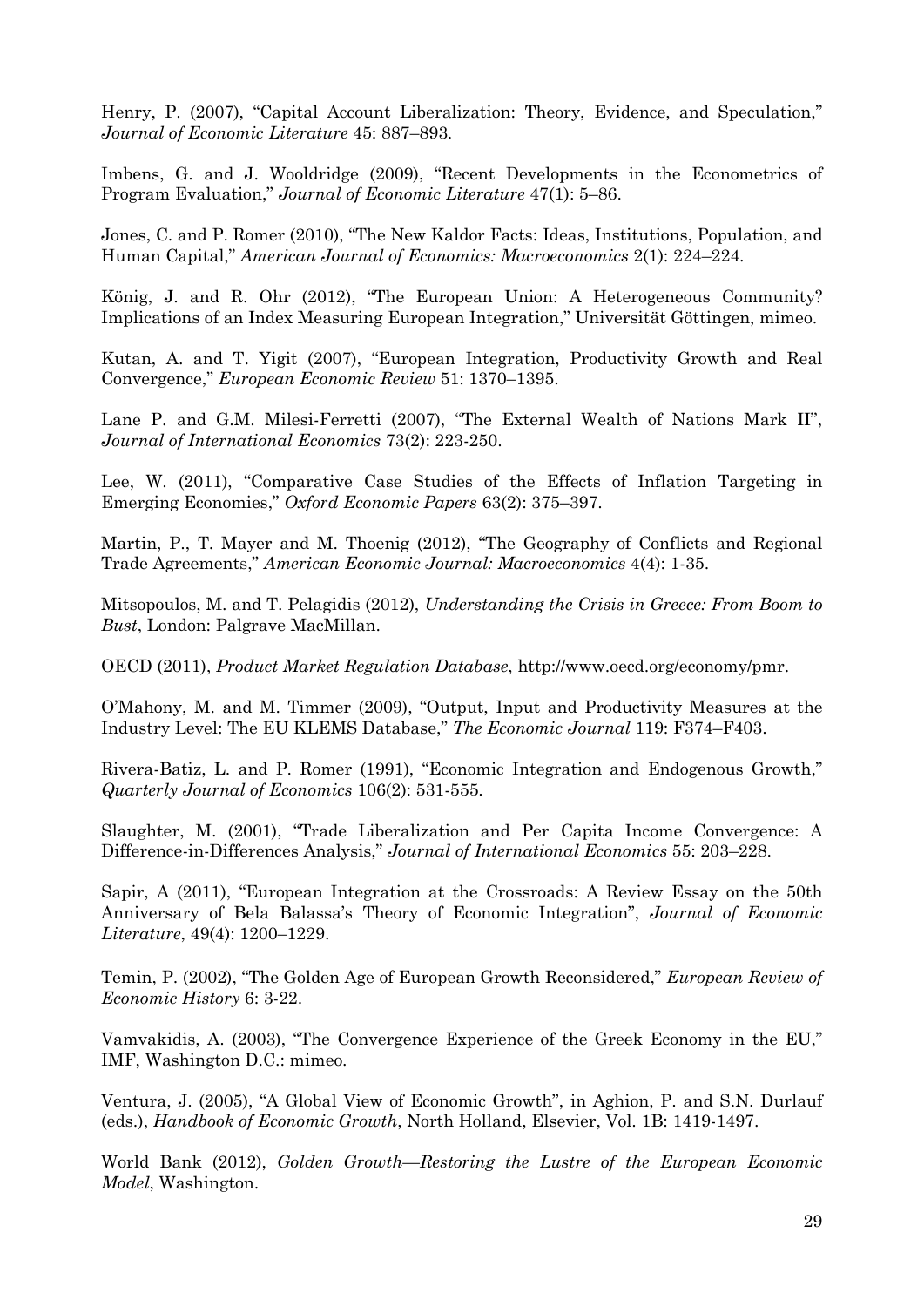Henry, P. (2007), "Capital Account Liberalization: Theory, Evidence, and Speculation," *Journal of Economic Literature* 45: 887–893.

Imbens, G. and J. Wooldridge (2009), "Recent Developments in the Econometrics of Program Evaluation," *Journal of Economic Literature* 47(1): 5–86.

Jones, C. and P. Romer (2010), "The New Kaldor Facts: Ideas, Institutions, Population, and Human Capital," *American Journal of Economics: Macroeconomics* 2(1): 224–224.

König, J. and R. Ohr (2012), "The European Union: A Heterogeneous Community? Implications of an Index Measuring European Integration," Universität Göttingen, mimeo.

Kutan, A. and T. Yigit (2007), "European Integration, Productivity Growth and Real Convergence," *European Economic Review* 51: 1370–1395.

Lane P. and G.M. Milesi-Ferretti (2007), "The External Wealth of Nations Mark II", *Journal of International Economics* 73(2): 223-250.

Lee, W. (2011), "Comparative Case Studies of the Effects of Inflation Targeting in Emerging Economies," *Oxford Economic Papers* 63(2): 375–397.

Martin, P., T. Mayer and M. Thoenig (2012), "The Geography of Conflicts and Regional Trade Agreements," *American Economic Journal: Macroeconomics* 4(4): 1-35.

Mitsopoulos, M. and T. Pelagidis (2012), *Understanding the Crisis in Greece: From Boom to Bust*, London: Palgrave MacMillan.

OECD (2011), *Product Market Regulation Database*, http://www.oecd.org/economy/pmr.

O'Mahony, M. and M. Timmer (2009), "Output, Input and Productivity Measures at the Industry Level: The EU KLEMS Database," *The Economic Journal* 119: F374–F403.

Rivera-Batiz, L. and P. Romer (1991), "Economic Integration and Endogenous Growth," *Quarterly Journal of Economics* 106(2): 531-555.

Slaughter, M. (2001), "Trade Liberalization and Per Capita Income Convergence: A Difference-in-Differences Analysis," *Journal of International Economics* 55: 203–228.

Sapir, A (2011), "European Integration at the Crossroads: A Review Essay on the 50th Anniversary of Bela Balassa's Theory of Economic Integration", *Journal of Economic Literature*, 49(4): 1200–1229.

Temin, P. (2002), "The Golden Age of European Growth Reconsidered," *European Review of Economic History* 6: 3-22.

Vamvakidis, A. (2003), "The Convergence Experience of the Greek Economy in the EU," IMF, Washington D.C.: mimeo.

Ventura, J. (2005), "A Global View of Economic Growth", in Aghion, P. and S.N. Durlauf (eds.), *Handbook of Economic Growth*, North Holland, Elsevier, Vol. 1B: 1419-1497.

World Bank (2012), *Golden Growth—Restoring the Lustre of the European Economic Model*, Washington.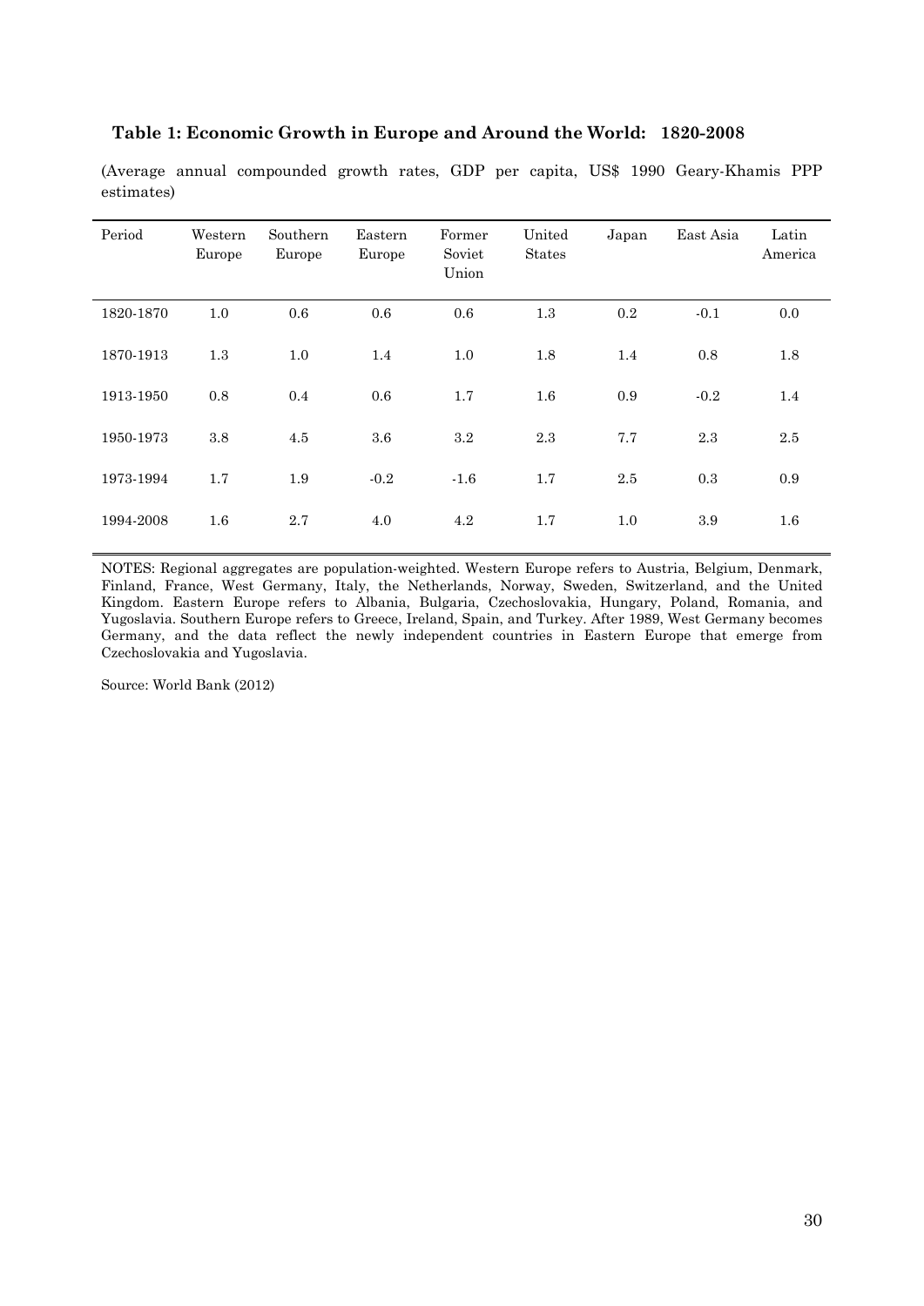**Table 1: Economic Growth in Europe and Around the World: 1820-2008**

(Average annual compounded growth rates, GDP per capita, US$ 1990 Geary-Khamis PPP estimates)

| Period | Western Europe | Southern Europe | Eastern Europe | Former Soviet Union | United States | Japan | East Asia | Latin America |
|---|---|---|---|---|---|---|---|---|
| 1820-1870 | 1.0 | 0.6 | 0.6 | 0.6 | 1.3 | 0.2 | -0.1 | 0.0 |
| 1870-1913 | 1.3 | 1.0 | 1.4 | 1.0 | 1.8 | 1.4 | 0.8 | 1.8 |
| 1913-1950 | 0.8 | 0.4 | 0.6 | 1.7 | 1.6 | 0.9 | -0.2 | 1.4 |
| 1950-1973 | 3.8 | 4.5 | 3.6 | 3.2 | 2.3 | 7.7 | 2.3 | 2.5 |
| 1973-1994 | 1.7 | 1.9 | -0.2 | -1.6 | 1.7 | 2.5 | 0.3 | 0.9 |
| 1994-2008 | 1.6 | 2.7 | 4.0 | 4.2 | 1.7 | 1.0 | 3.9 | 1.6 |

NOTES: Regional aggregates are population-weighted. Western Europe refers to Austria, Belgium, Denmark, Finland, France, West Germany, Italy, the Netherlands, Norway, Sweden, Switzerland, and the United Kingdom. Eastern Europe refers to Albania, Bulgaria, Czechoslovakia, Hungary, Poland, Romania, and Yugoslavia. Southern Europe refers to Greece, Ireland, Spain, and Turkey. After 1989, West Germany becomes Germany, and the data reflect the newly independent countries in Eastern Europe that emerge from Czechoslovakia and Yugoslavia.

Source: World Bank (2012)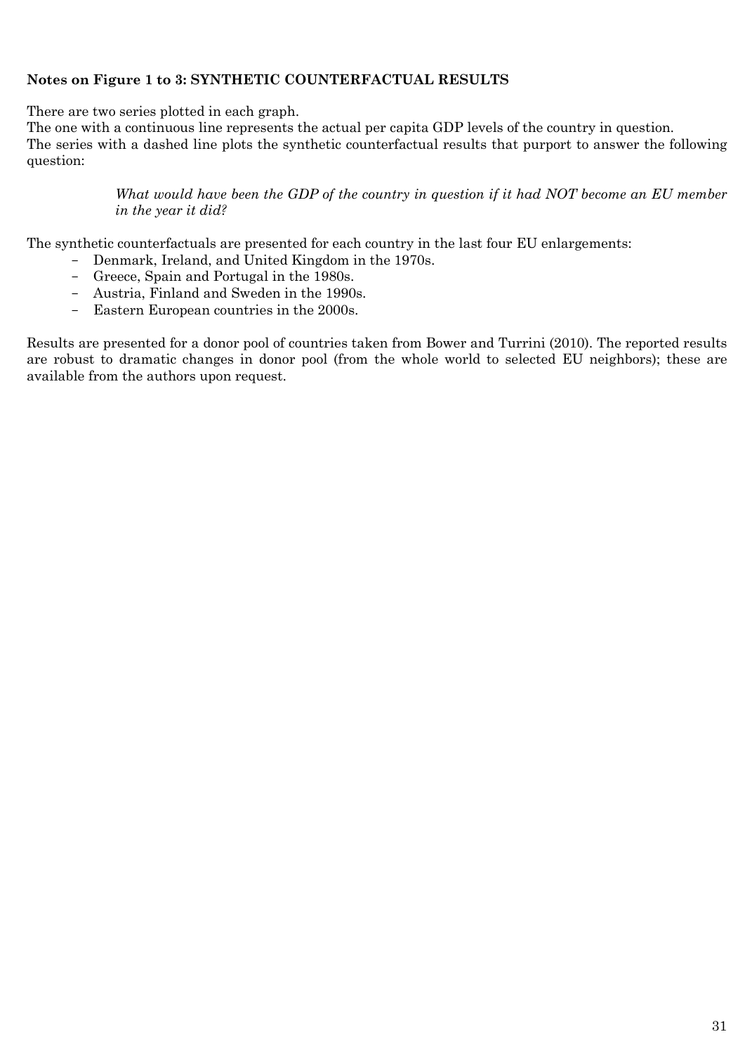**Notes on Figure 1 to 3: SYNTHETIC COUNTERFACTUAL RESULTS**

There are two series plotted in each graph.

The one with a continuous line represents the actual per capita GDP levels of the country in question.

The series with a dashed line plots the synthetic counterfactual results that purport to answer the following question:

> *What would have been the GDP of the country in question if it had NOT become an EU member in the year it did?*

The synthetic counterfactuals are presented for each country in the last four EU enlargements:

- Denmark, Ireland, and United Kingdom in the 1970s.
- Greece, Spain and Portugal in the 1980s.
- Austria, Finland and Sweden in the 1990s.
- Eastern European countries in the 2000s.

Results are presented for a donor pool of countries taken from Bower and Turrini (2010). The reported results are robust to dramatic changes in donor pool (from the whole world to selected EU neighbors); these are available from the authors upon request.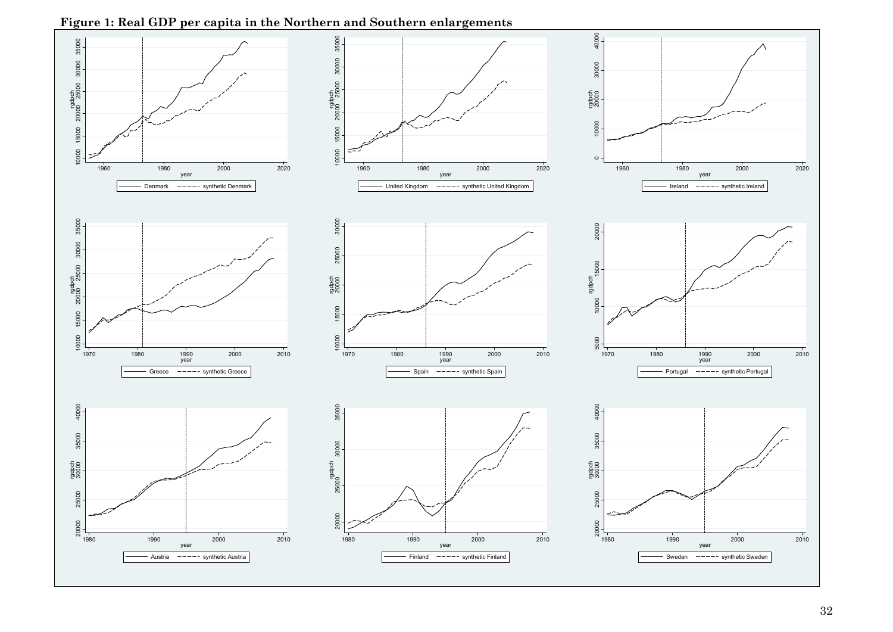**Figure 1: Real GDP per capita in the Northern and Southern enlargements**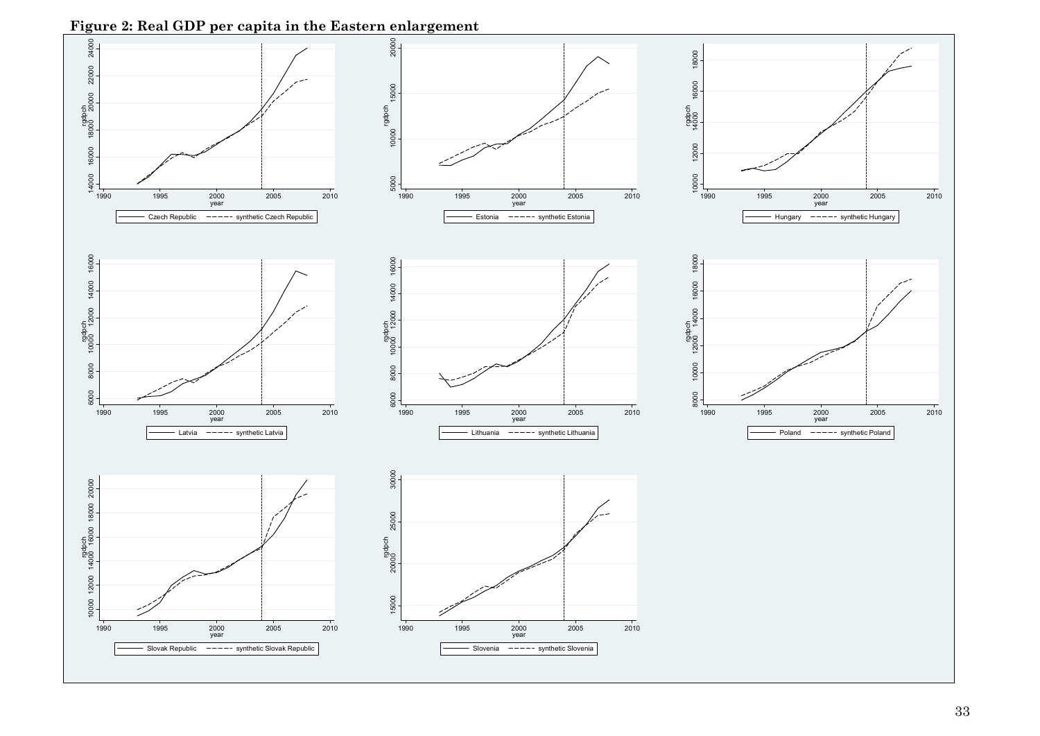**Figure 2: Real GDP per capita in the Eastern enlargement**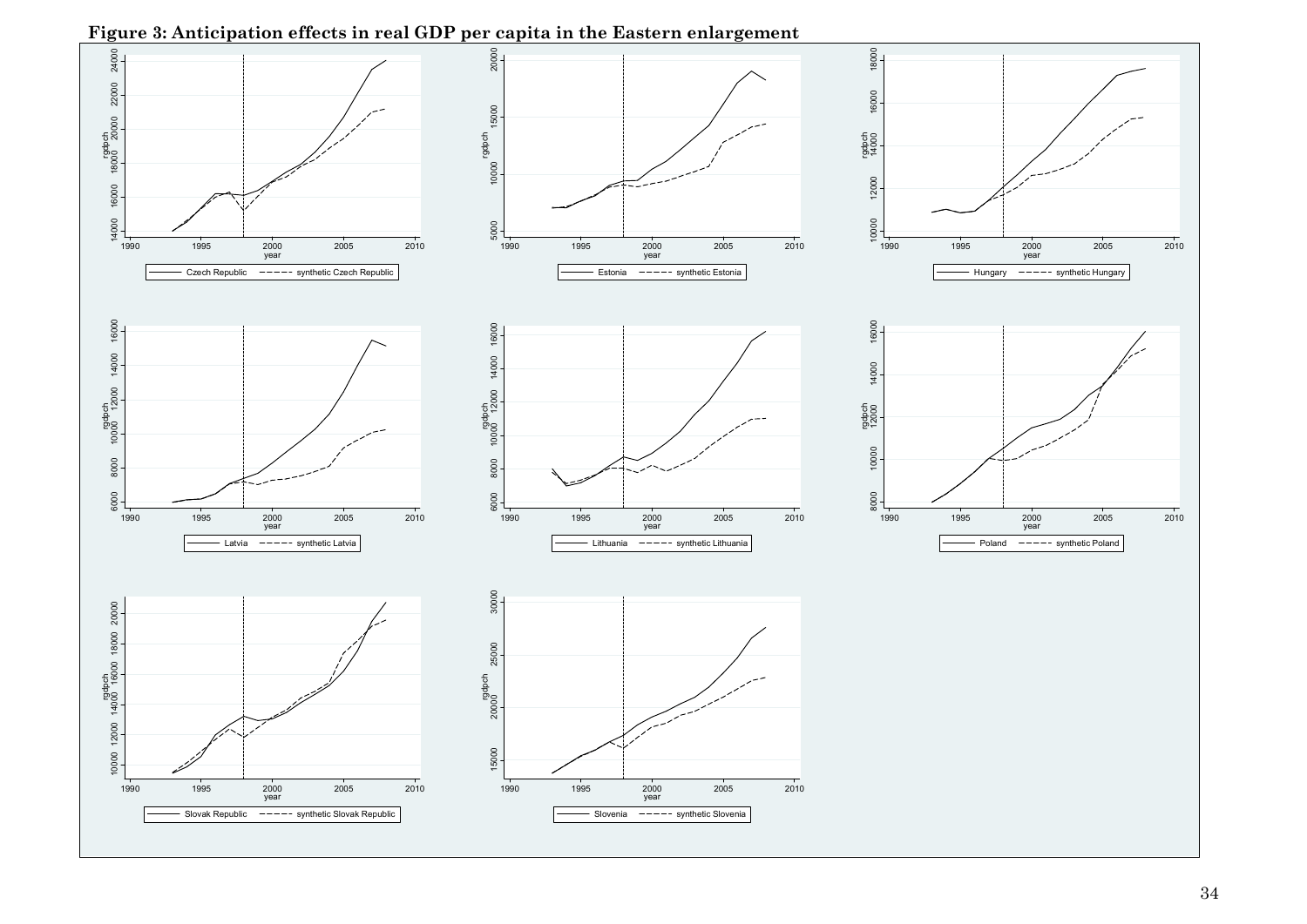**Figure 3: Anticipation effects in real GDP per capita in the Eastern enlargement**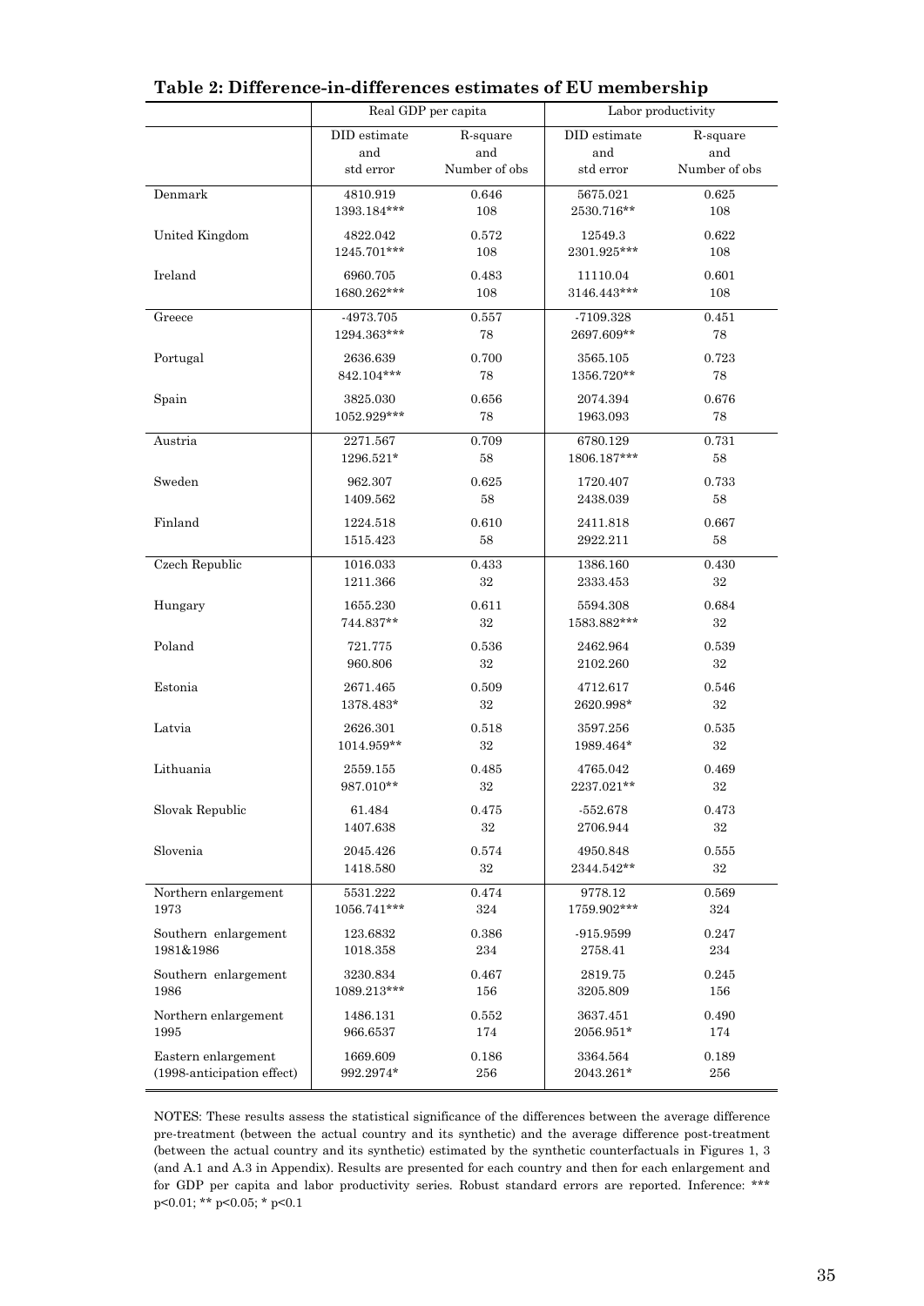**Table 2: Difference-in-differences estimates of EU membership**

| | Real GDP per capita | | Labor productivity | |
|---|---|---|---|---|
| | DID estimate and std error | R-square and Number of obs | DID estimate and std error | R-square and Number of obs |
| Denmark | 4810.919 | 0.646 | 5675.021 | 0.625 |
| | 1393.184*** | 108 | 2530.716** | 108 |
| United Kingdom | 4822.042 | 0.572 | 12549.3 | 0.622 |
| | 1245.701*** | 108 | 2301.925*** | 108 |
| Ireland | 6960.705 | 0.483 | 11110.04 | 0.601 |
| | 1680.262*** | 108 | 3146.443*** | 108 |
| Greece | -4973.705 | 0.557 | -7109.328 | 0.451 |
| | 1294.363*** | 78 | 2697.609** | 78 |
| Portugal | 2636.639 | 0.700 | 3565.105 | 0.723 |
| | 842.104*** | 78 | 1356.720** | 78 |
| Spain | 3825.030 | 0.656 | 2074.394 | 0.676 |
| | 1052.929*** | 78 | 1963.093 | 78 |
| Austria | 2271.567 | 0.709 | 6780.129 | 0.731 |
| | 1296.521* | 58 | 1806.187*** | 58 |
| Sweden | 962.307 | 0.625 | 1720.407 | 0.733 |
| | 1409.562 | 58 | 2438.039 | 58 |
| Finland | 1224.518 | 0.610 | 2411.818 | 0.667 |
| | 1515.423 | 58 | 2922.211 | 58 |
| Czech Republic | 1016.033 | 0.433 | 1386.160 | 0.430 |
| | 1211.366 | 32 | 2333.453 | 32 |
| Hungary | 1655.230 | 0.611 | 5594.308 | 0.684 |
| | 744.837** | 32 | 1583.882*** | 32 |
| Poland | 721.775 | 0.536 | 2462.964 | 0.539 |
| | 960.806 | 32 | 2102.260 | 32 |
| Estonia | 2671.465 | 0.509 | 4712.617 | 0.546 |
| | 1378.483* | 32 | 2620.998* | 32 |
| Latvia | 2626.301 | 0.518 | 3597.256 | 0.535 |
| | 1014.959** | 32 | 1989.464* | 32 |
| Lithuania | 2559.155 | 0.485 | 4765.042 | 0.469 |
| | 987.010** | 32 | 2237.021** | 32 |
| Slovak Republic | 61.484 | 0.475 | -552.678 | 0.473 |
| | 1407.638 | 32 | 2706.944 | 32 |
| Slovenia | 2045.426 | 0.574 | 4950.848 | 0.555 |
| | 1418.580 | 32 | 2344.542** | 32 |
| Northern enlargement 1973 | 5531.222 | 0.474 | 9778.12 | 0.569 |
| | 1056.741*** | 324 | 1759.902*** | 324 |
| Southern enlargement 1981&1986 | 123.6832 | 0.386 | -915.9599 | 0.247 |
| | 1018.358 | 234 | 2758.41 | 234 |
| Southern enlargement 1986 | 3230.834 | 0.467 | 2819.75 | 0.245 |
| | 1089.213*** | 156 | 3205.809 | 156 |
| Northern enlargement 1995 | 1486.131 | 0.552 | 3637.451 | 0.490 |
| | 966.6537 | 174 | 2056.951* | 174 |
| Eastern enlargement (1998-anticipation effect) | 1669.609 | 0.186 | 3364.564 | 0.189 |
| | 992.2974* | 256 | 2043.261* | 256 |

NOTES: These results assess the statistical significance of the differences between the average difference pre-treatment (between the actual country and its synthetic) and the average difference post-treatment (between the actual country and its synthetic) estimated by the synthetic counterfactuals in Figures 1, 3 (and A.1 and A.3 in Appendix). Results are presented for each country and then for each enlargement and for GDP per capita and labor productivity series. Robust standard errors are reported. Inference: *** p<0.01; ** p<0.05; * p<0.1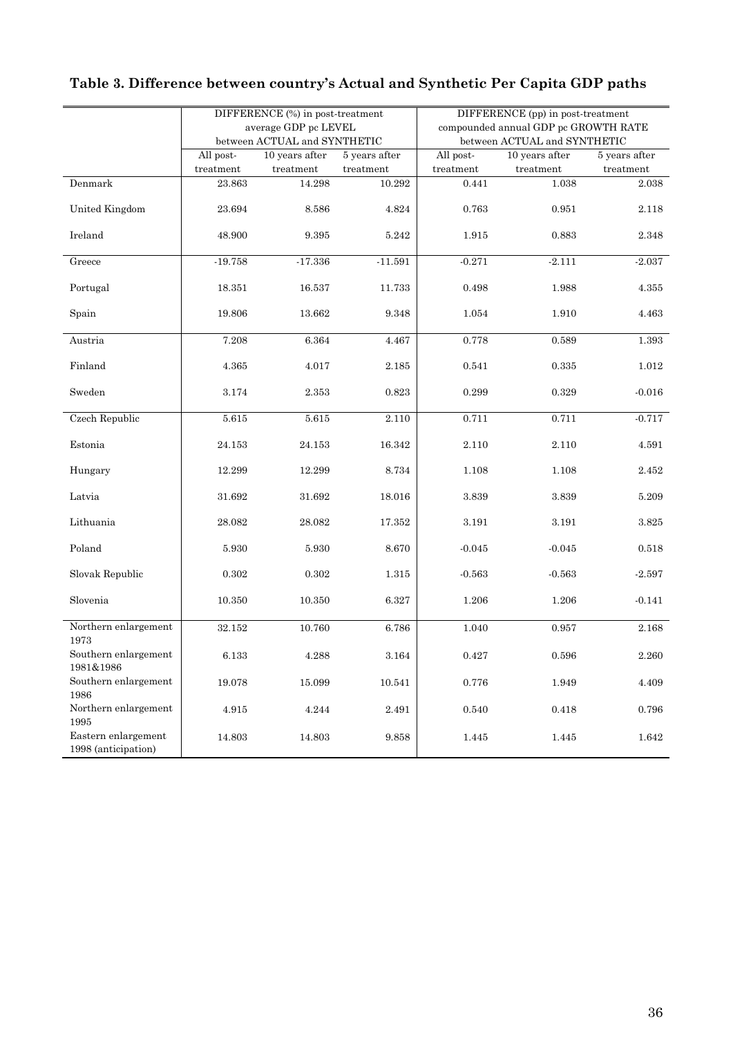## Table 3. Difference between country's Actual and Synthetic Per Capita GDP paths

| | DIFFERENCE (%) in post-treatment average GDP pc LEVEL between ACTUAL and SYNTHETIC | | | DIFFERENCE (pp) in post-treatment compounded annual GDP pc GROWTH RATE between ACTUAL and SYNTHETIC | | |
|---|---|---|---|---|---|---|
| | All post-treatment | 10 years after treatment | 5 years after treatment | All post-treatment | 10 years after treatment | 5 years after treatment |
| Denmark | 23.863 | 14.298 | 10.292 | 0.441 | 1.038 | 2.038 |
| United Kingdom | 23.694 | 8.586 | 4.824 | 0.763 | 0.951 | 2.118 |
| Ireland | 48.900 | 9.395 | 5.242 | 1.915 | 0.883 | 2.348 |
| Greece | -19.758 | -17.336 | -11.591 | -0.271 | -2.111 | -2.037 |
| Portugal | 18.351 | 16.537 | 11.733 | 0.498 | 1.988 | 4.355 |
| Spain | 19.806 | 13.662 | 9.348 | 1.054 | 1.910 | 4.463 |
| Austria | 7.208 | 6.364 | 4.467 | 0.778 | 0.589 | 1.393 |
| Finland | 4.365 | 4.017 | 2.185 | 0.541 | 0.335 | 1.012 |
| Sweden | 3.174 | 2.353 | 0.823 | 0.299 | 0.329 | -0.016 |
| Czech Republic | 5.615 | 5.615 | 2.110 | 0.711 | 0.711 | -0.717 |
| Estonia | 24.153 | 24.153 | 16.342 | 2.110 | 2.110 | 4.591 |
| Hungary | 12.299 | 12.299 | 8.734 | 1.108 | 1.108 | 2.452 |
| Latvia | 31.692 | 31.692 | 18.016 | 3.839 | 3.839 | 5.209 |
| Lithuania | 28.082 | 28.082 | 17.352 | 3.191 | 3.191 | 3.825 |
| Poland | 5.930 | 5.930 | 8.670 | -0.045 | -0.045 | 0.518 |
| Slovak Republic | 0.302 | 0.302 | 1.315 | -0.563 | -0.563 | -2.597 |
| Slovenia | 10.350 | 10.350 | 6.327 | 1.206 | 1.206 | -0.141 |
| Northern enlargement 1973 | 32.152 | 10.760 | 6.786 | 1.040 | 0.957 | 2.168 |
| Southern enlargement 1981&1986 | 6.133 | 4.288 | 3.164 | 0.427 | 0.596 | 2.260 |
| Southern enlargement 1986 | 19.078 | 15.099 | 10.541 | 0.776 | 1.949 | 4.409 |
| Northern enlargement 1995 | 4.915 | 4.244 | 2.491 | 0.540 | 0.418 | 0.796 |
| Eastern enlargement 1998 (anticipation) | 14.803 | 14.803 | 9.858 | 1.445 | 1.445 | 1.642 |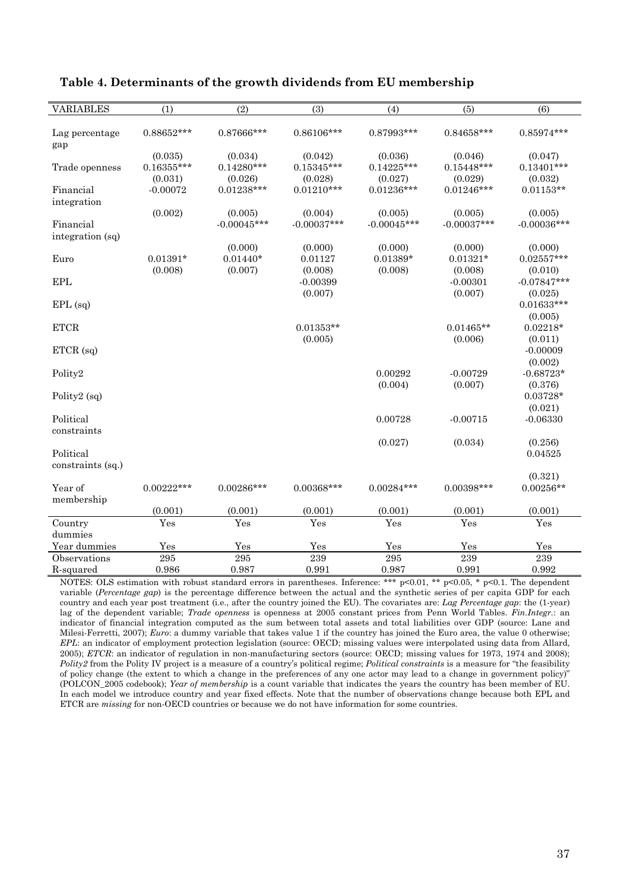**Table 4. Determinants of the growth dividends from EU membership**

| VARIABLES | (1) | (2) | (3) | (4) | (5) | (6) |
|---|---|---|---|---|---|---|
| Lag percentage gap | 0.88652*** | 0.87666*** | 0.86106*** | 0.87993*** | 0.84658*** | 0.85974*** |
| | (0.035) | (0.034) | (0.042) | (0.036) | (0.046) | (0.047) |
| Trade openness | 0.16355*** | 0.14280*** | 0.15345*** | 0.14225*** | 0.15448*** | 0.13401*** |
| | (0.031) | (0.026) | (0.028) | (0.027) | (0.029) | (0.032) |
| Financial integration | -0.00072 | 0.01238*** | 0.01210*** | 0.01236*** | 0.01246*** | 0.01153** |
| | (0.002) | (0.005) | (0.004) | (0.005) | (0.005) | (0.005) |
| Financial integration (sq) | | -0.00045*** | -0.00037*** | -0.00045*** | -0.00037*** | -0.00036*** |
| | | (0.000) | (0.000) | (0.000) | (0.000) | (0.000) |
| Euro | 0.01391* | 0.01440* | 0.01127 | 0.01389* | 0.01321* | 0.02557*** |
| | (0.008) | (0.007) | (0.008) | (0.008) | (0.008) | (0.010) |
| EPL | | | -0.00399 | | -0.00301 | -0.07847*** |
| | | | (0.007) | | (0.007) | (0.025) |
| EPL (sq) | | | | | | 0.01633*** |
| | | | | | | (0.005) |
| ETCR | | | 0.01353** | | 0.01465** | 0.02218* |
| | | | (0.005) | | (0.006) | (0.011) |
| ETCR (sq) | | | | | | -0.00009 |
| | | | | | | (0.002) |
| Polity2 | | | | 0.00292 | -0.00729 | -0.68723* |
| | | | | (0.004) | (0.007) | (0.376) |
| Polity2 (sq) | | | | | | 0.03728* |
| | | | | | | (0.021) |
| Political constraints | | | | 0.00728 | -0.00715 | -0.06330 |
| | | | | (0.027) | (0.034) | (0.256) |
| Political constraints (sq.) | | | | | | 0.04525 |
| | | | | | | (0.321) |
| Year of membership | 0.00222*** | 0.00286*** | 0.00368*** | 0.00284*** | 0.00398*** | 0.00256** |
| | (0.001) | (0.001) | (0.001) | (0.001) | (0.001) | (0.001) |
| Country dummies | Yes | Yes | Yes | Yes | Yes | Yes |
| Year dummies | Yes | Yes | Yes | Yes | Yes | Yes |
| Observations | 295 | 295 | 239 | 295 | 239 | 239 |
| R-squared | 0.986 | 0.987 | 0.991 | 0.987 | 0.991 | 0.992 |

NOTES: OLS estimation with robust standard errors in parentheses. Inference: *** p<0.01, ** p<0.05, * p<0.1. The dependent variable (*Percentage gap*) is the percentage difference between the actual and the synthetic series of per capita GDP for each country and each year post treatment (i.e., after the country joined the EU). The covariates are: *Lag Percentage gap*: the (1-year) lag of the dependent variable; *Trade openness* is openness at 2005 constant prices from Penn World Tables. *Fin.Integr.*: an indicator of financial integration computed as the sum between total assets and total liabilities over GDP (source: Lane and Milesi-Ferretti, 2007); *Euro*: a dummy variable that takes value 1 if the country has joined the Euro area, the value 0 otherwise; *EPL*: an indicator of employment protection legislation (source: OECD; missing values were interpolated using data from Allard, 2005); *ETCR*: an indicator of regulation in non-manufacturing sectors (source: OECD; missing values for 1973, 1974 and 2008); *Polity2* from the Polity IV project is a measure of a country's political regime; *Political constraints* is a measure for "the feasibility of policy change (the extent to which a change in the preferences of any one actor may lead to a change in government policy)" (POLCON_2005 codebook); *Year of membership* is a count variable that indicates the years the country has been member of EU. In each model we introduce country and year fixed effects. Note that the number of observations change because both EPL and ETCR are *missing* for non-OECD countries or because we do not have information for some countries.